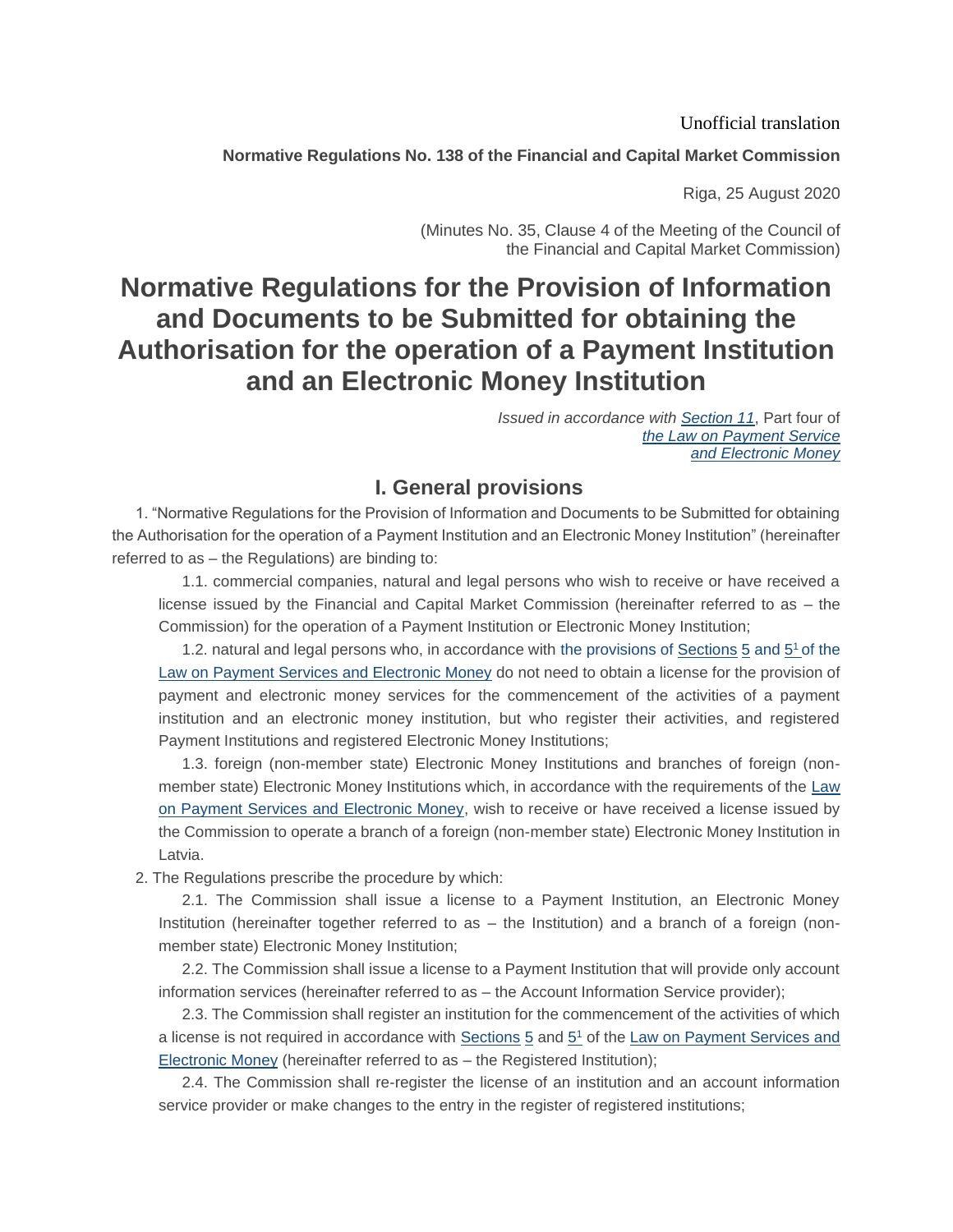Unofficial translation

**Normative Regulations No. 138 of the Financial and Capital Market Commission**

Riga, 25 August 2020

(Minutes No. 35, Clause 4 of the Meeting of the Council of the Financial and Capital Market Commission)

# Normative Regulations for the Provision of Information and Documents to be Submitted for obtaining the Authorisation for the operation of a Payment Institution and an Electronic Money Institution

*Issued in accordance with Section 11*, Part four of *the Law on Payment Service and Electronic Money*

## I. General provisions

1. "Normative Regulations for the Provision of Information and Documents to be Submitted for obtaining the Authorisation for the operation of a Payment Institution and an Electronic Money Institution" (hereinafter referred to as – the Regulations) are binding to:

1.1. commercial companies, natural and legal persons who wish to receive or have received a license issued by the Financial and Capital Market Commission (hereinafter referred to as – the Commission) for the operation of a Payment Institution or Electronic Money Institution;

1.2. natural and legal persons who, in accordance with the provisions of Sections 5 and 5[1] of the Law on Payment Services and Electronic Money do not need to obtain a license for the provision of payment and electronic money services for the commencement of the activities of a payment institution and an electronic money institution, but who register their activities, and registered Payment Institutions and registered Electronic Money Institutions;

1.3. foreign (non-member state) Electronic Money Institutions and branches of foreign (non-member state) Electronic Money Institutions which, in accordance with the requirements of the Law on Payment Services and Electronic Money, wish to receive or have received a license issued by the Commission to operate a branch of a foreign (non-member state) Electronic Money Institution in Latvia.

2. The Regulations prescribe the procedure by which:

2.1. The Commission shall issue a license to a Payment Institution, an Electronic Money Institution (hereinafter together referred to as – the Institution) and a branch of a foreign (non-member state) Electronic Money Institution;

2.2. The Commission shall issue a license to a Payment Institution that will provide only account information services (hereinafter referred to as – the Account Information Service provider);

2.3. The Commission shall register an institution for the commencement of the activities of which a license is not required in accordance with Sections 5 and 5[1] of the Law on Payment Services and Electronic Money (hereinafter referred to as – the Registered Institution);

2.4. The Commission shall re-register the license of an institution and an account information service provider or make changes to the entry in the register of registered institutions;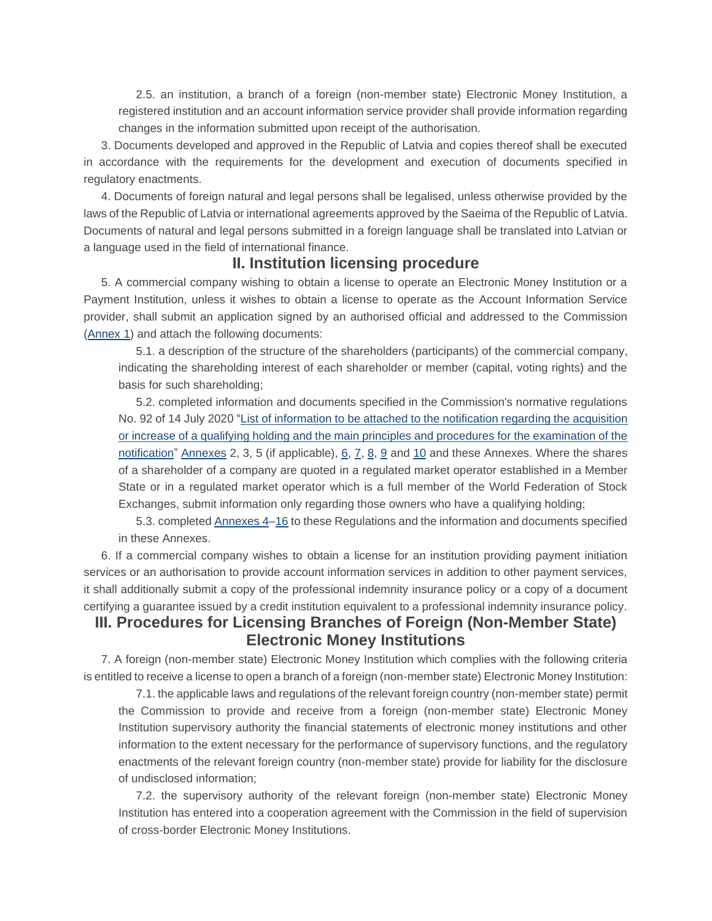2.5. an institution, a branch of a foreign (non-member state) Electronic Money Institution, a registered institution and an account information service provider shall provide information regarding changes in the information submitted upon receipt of the authorisation.

3. Documents developed and approved in the Republic of Latvia and copies thereof shall be executed in accordance with the requirements for the development and execution of documents specified in regulatory enactments.

4. Documents of foreign natural and legal persons shall be legalised, unless otherwise provided by the laws of the Republic of Latvia or international agreements approved by the Saeima of the Republic of Latvia. Documents of natural and legal persons submitted in a foreign language shall be translated into Latvian or a language used in the field of international finance.

## II. Institution licensing procedure

5. A commercial company wishing to obtain a license to operate an Electronic Money Institution or a Payment Institution, unless it wishes to obtain a license to operate as the Account Information Service provider, shall submit an application signed by an authorised official and addressed to the Commission (Annex 1) and attach the following documents:

5.1. a description of the structure of the shareholders (participants) of the commercial company, indicating the shareholding interest of each shareholder or member (capital, voting rights) and the basis for such shareholding;

5.2. completed information and documents specified in the Commission's normative regulations No. 92 of 14 July 2020 "List of information to be attached to the notification regarding the acquisition or increase of a qualifying holding and the main principles and procedures for the examination of the notification" Annexes 2, 3, 5 (if applicable), 6, 7, 8, 9 and 10 and these Annexes. Where the shares of a shareholder of a company are quoted in a regulated market operator established in a Member State or in a regulated market operator which is a full member of the World Federation of Stock Exchanges, submit information only regarding those owners who have a qualifying holding;

5.3. completed Annexes 4–16 to these Regulations and the information and documents specified in these Annexes.

6. If a commercial company wishes to obtain a license for an institution providing payment initiation services or an authorisation to provide account information services in addition to other payment services, it shall additionally submit a copy of the professional indemnity insurance policy or a copy of a document certifying a guarantee issued by a credit institution equivalent to a professional indemnity insurance policy.

## III. Procedures for Licensing Branches of Foreign (Non-Member State) Electronic Money Institutions

7. A foreign (non-member state) Electronic Money Institution which complies with the following criteria is entitled to receive a license to open a branch of a foreign (non-member state) Electronic Money Institution:

7.1. the applicable laws and regulations of the relevant foreign country (non-member state) permit the Commission to provide and receive from a foreign (non-member state) Electronic Money Institution supervisory authority the financial statements of electronic money institutions and other information to the extent necessary for the performance of supervisory functions, and the regulatory enactments of the relevant foreign country (non-member state) provide for liability for the disclosure of undisclosed information;

7.2. the supervisory authority of the relevant foreign (non-member state) Electronic Money Institution has entered into a cooperation agreement with the Commission in the field of supervision of cross-border Electronic Money Institutions.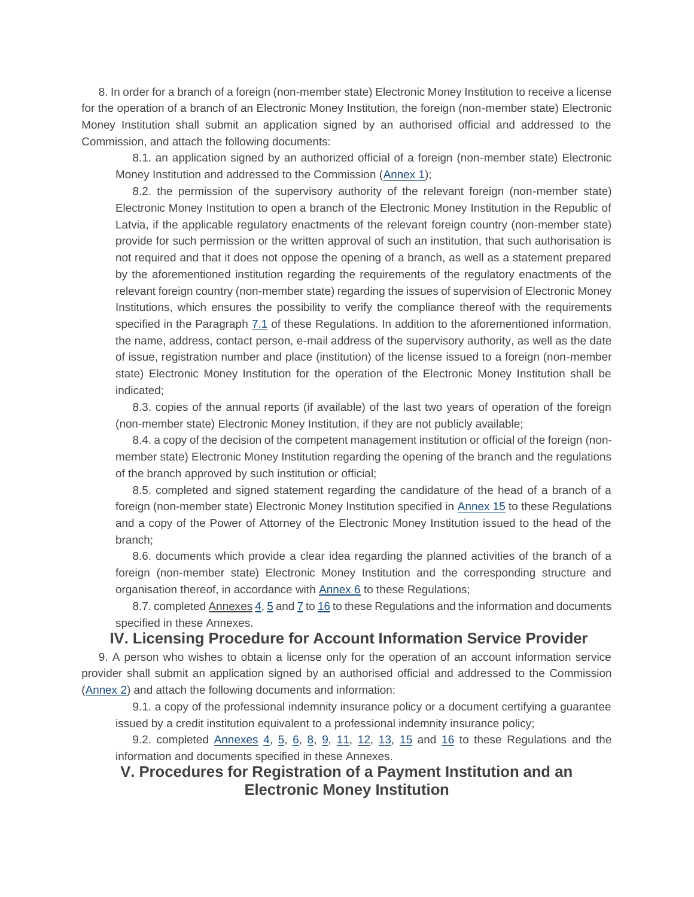8. In order for a branch of a foreign (non-member state) Electronic Money Institution to receive a license for the operation of a branch of an Electronic Money Institution, the foreign (non-member state) Electronic Money Institution shall submit an application signed by an authorised official and addressed to the Commission, and attach the following documents:

8.1. an application signed by an authorized official of a foreign (non-member state) Electronic Money Institution and addressed to the Commission (Annex 1);

8.2. the permission of the supervisory authority of the relevant foreign (non-member state) Electronic Money Institution to open a branch of the Electronic Money Institution in the Republic of Latvia, if the applicable regulatory enactments of the relevant foreign country (non-member state) provide for such permission or the written approval of such an institution, that such authorisation is not required and that it does not oppose the opening of a branch, as well as a statement prepared by the aforementioned institution regarding the requirements of the regulatory enactments of the relevant foreign country (non-member state) regarding the issues of supervision of Electronic Money Institutions, which ensures the possibility to verify the compliance thereof with the requirements specified in the Paragraph 7.1 of these Regulations. In addition to the aforementioned information, the name, address, contact person, e-mail address of the supervisory authority, as well as the date of issue, registration number and place (institution) of the license issued to a foreign (non-member state) Electronic Money Institution for the operation of the Electronic Money Institution shall be indicated;

8.3. copies of the annual reports (if available) of the last two years of operation of the foreign (non-member state) Electronic Money Institution, if they are not publicly available;

8.4. a copy of the decision of the competent management institution or official of the foreign (non-member state) Electronic Money Institution regarding the opening of the branch and the regulations of the branch approved by such institution or official;

8.5. completed and signed statement regarding the candidature of the head of a branch of a foreign (non-member state) Electronic Money Institution specified in Annex 15 to these Regulations and a copy of the Power of Attorney of the Electronic Money Institution issued to the head of the branch;

8.6. documents which provide a clear idea regarding the planned activities of the branch of a foreign (non-member state) Electronic Money Institution and the corresponding structure and organisation thereof, in accordance with Annex 6 to these Regulations;

8.7. completed Annexes 4, 5 and 7 to 16 to these Regulations and the information and documents specified in these Annexes.

## IV. Licensing Procedure for Account Information Service Provider

9. A person who wishes to obtain a license only for the operation of an account information service provider shall submit an application signed by an authorised official and addressed to the Commission (Annex 2) and attach the following documents and information:

9.1. a copy of the professional indemnity insurance policy or a document certifying a guarantee issued by a credit institution equivalent to a professional indemnity insurance policy;

9.2. completed Annexes 4, 5, 6, 8, 9, 11, 12, 13, 15 and 16 to these Regulations and the information and documents specified in these Annexes.

## V. Procedures for Registration of a Payment Institution and an Electronic Money Institution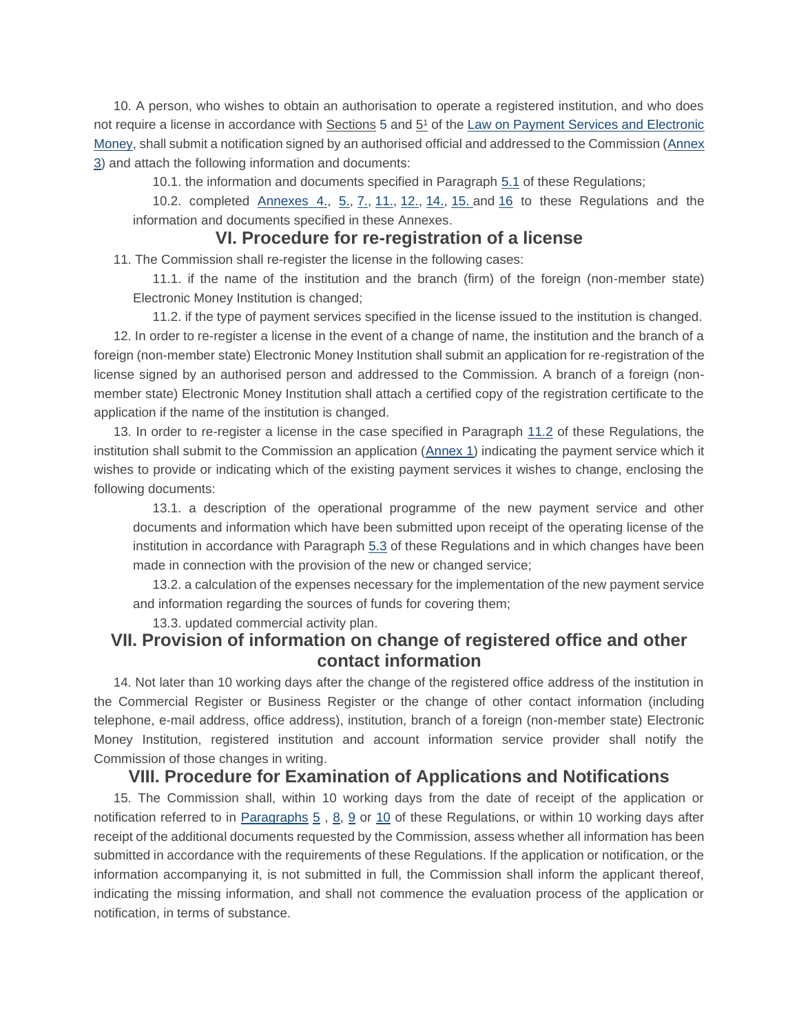10. A person, who wishes to obtain an authorisation to operate a registered institution, and who does not require a license in accordance with Sections 5 and 5[1] of the Law on Payment Services and Electronic Money, shall submit a notification signed by an authorised official and addressed to the Commission (Annex 3) and attach the following information and documents:

10.1. the information and documents specified in Paragraph 5.1 of these Regulations;

10.2. completed Annexes 4., 5., 7., 11., 12., 14., 15. and 16 to these Regulations and the information and documents specified in these Annexes.

## VI. Procedure for re-registration of a license

11. The Commission shall re-register the license in the following cases:

11.1. if the name of the institution and the branch (firm) of the foreign (non-member state) Electronic Money Institution is changed;

11.2. if the type of payment services specified in the license issued to the institution is changed.

12. In order to re-register a license in the event of a change of name, the institution and the branch of a foreign (non-member state) Electronic Money Institution shall submit an application for re-registration of the license signed by an authorised person and addressed to the Commission. A branch of a foreign (non-member state) Electronic Money Institution shall attach a certified copy of the registration certificate to the application if the name of the institution is changed.

13. In order to re-register a license in the case specified in Paragraph 11.2 of these Regulations, the institution shall submit to the Commission an application (Annex 1) indicating the payment service which it wishes to provide or indicating which of the existing payment services it wishes to change, enclosing the following documents:

13.1. a description of the operational programme of the new payment service and other documents and information which have been submitted upon receipt of the operating license of the institution in accordance with Paragraph 5.3 of these Regulations and in which changes have been made in connection with the provision of the new or changed service;

13.2. a calculation of the expenses necessary for the implementation of the new payment service and information regarding the sources of funds for covering them;

13.3. updated commercial activity plan.

## VII. Provision of information on change of registered office and other contact information

14. Not later than 10 working days after the change of the registered office address of the institution in the Commercial Register or Business Register or the change of other contact information (including telephone, e-mail address, office address), institution, branch of a foreign (non-member state) Electronic Money Institution, registered institution and account information service provider shall notify the Commission of those changes in writing.

## VIII. Procedure for Examination of Applications and Notifications

15. The Commission shall, within 10 working days from the date of receipt of the application or notification referred to in Paragraphs 5 , 8, 9 or 10 of these Regulations, or within 10 working days after receipt of the additional documents requested by the Commission, assess whether all information has been submitted in accordance with the requirements of these Regulations. If the application or notification, or the information accompanying it, is not submitted in full, the Commission shall inform the applicant thereof, indicating the missing information, and shall not commence the evaluation process of the application or notification, in terms of substance.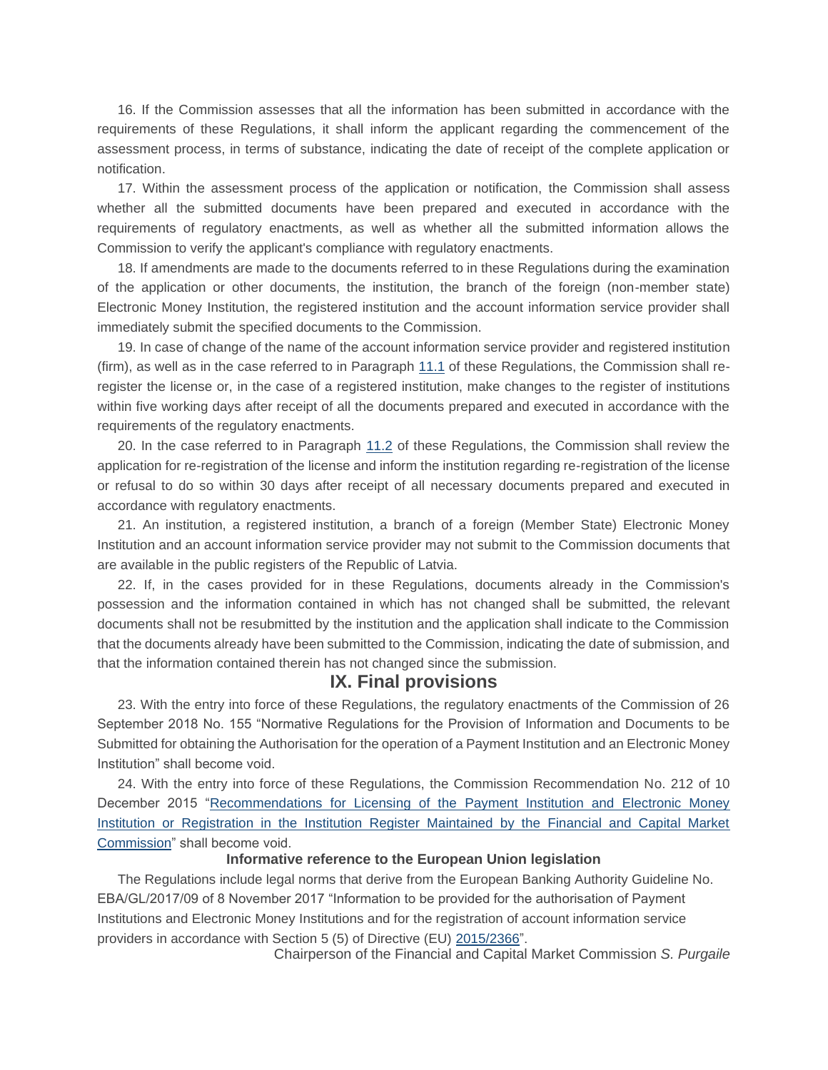16. If the Commission assesses that all the information has been submitted in accordance with the requirements of these Regulations, it shall inform the applicant regarding the commencement of the assessment process, in terms of substance, indicating the date of receipt of the complete application or notification.

17. Within the assessment process of the application or notification, the Commission shall assess whether all the submitted documents have been prepared and executed in accordance with the requirements of regulatory enactments, as well as whether all the submitted information allows the Commission to verify the applicant's compliance with regulatory enactments.

18. If amendments are made to the documents referred to in these Regulations during the examination of the application or other documents, the institution, the branch of the foreign (non-member state) Electronic Money Institution, the registered institution and the account information service provider shall immediately submit the specified documents to the Commission.

19. In case of change of the name of the account information service provider and registered institution (firm), as well as in the case referred to in Paragraph 11.1 of these Regulations, the Commission shall re-register the license or, in the case of a registered institution, make changes to the register of institutions within five working days after receipt of all the documents prepared and executed in accordance with the requirements of the regulatory enactments.

20. In the case referred to in Paragraph 11.2 of these Regulations, the Commission shall review the application for re-registration of the license and inform the institution regarding re-registration of the license or refusal to do so within 30 days after receipt of all necessary documents prepared and executed in accordance with regulatory enactments.

21. An institution, a registered institution, a branch of a foreign (Member State) Electronic Money Institution and an account information service provider may not submit to the Commission documents that are available in the public registers of the Republic of Latvia.

22. If, in the cases provided for in these Regulations, documents already in the Commission's possession and the information contained in which has not changed shall be submitted, the relevant documents shall not be resubmitted by the institution and the application shall indicate to the Commission that the documents already have been submitted to the Commission, indicating the date of submission, and that the information contained therein has not changed since the submission.

## IX. Final provisions

23. With the entry into force of these Regulations, the regulatory enactments of the Commission of 26 September 2018 No. 155 "Normative Regulations for the Provision of Information and Documents to be Submitted for obtaining the Authorisation for the operation of a Payment Institution and an Electronic Money Institution" shall become void.

24. With the entry into force of these Regulations, the Commission Recommendation No. 212 of 10 December 2015 "Recommendations for Licensing of the Payment Institution and Electronic Money Institution or Registration in the Institution Register Maintained by the Financial and Capital Market Commission" shall become void.

**Informative reference to the European Union legislation**

The Regulations include legal norms that derive from the European Banking Authority Guideline No. EBA/GL/2017/09 of 8 November 2017 "Information to be provided for the authorisation of Payment Institutions and Electronic Money Institutions and for the registration of account information service providers in accordance with Section 5 (5) of Directive (EU) 2015/2366".

Chairperson of the Financial and Capital Market Commission *S. Purgaile*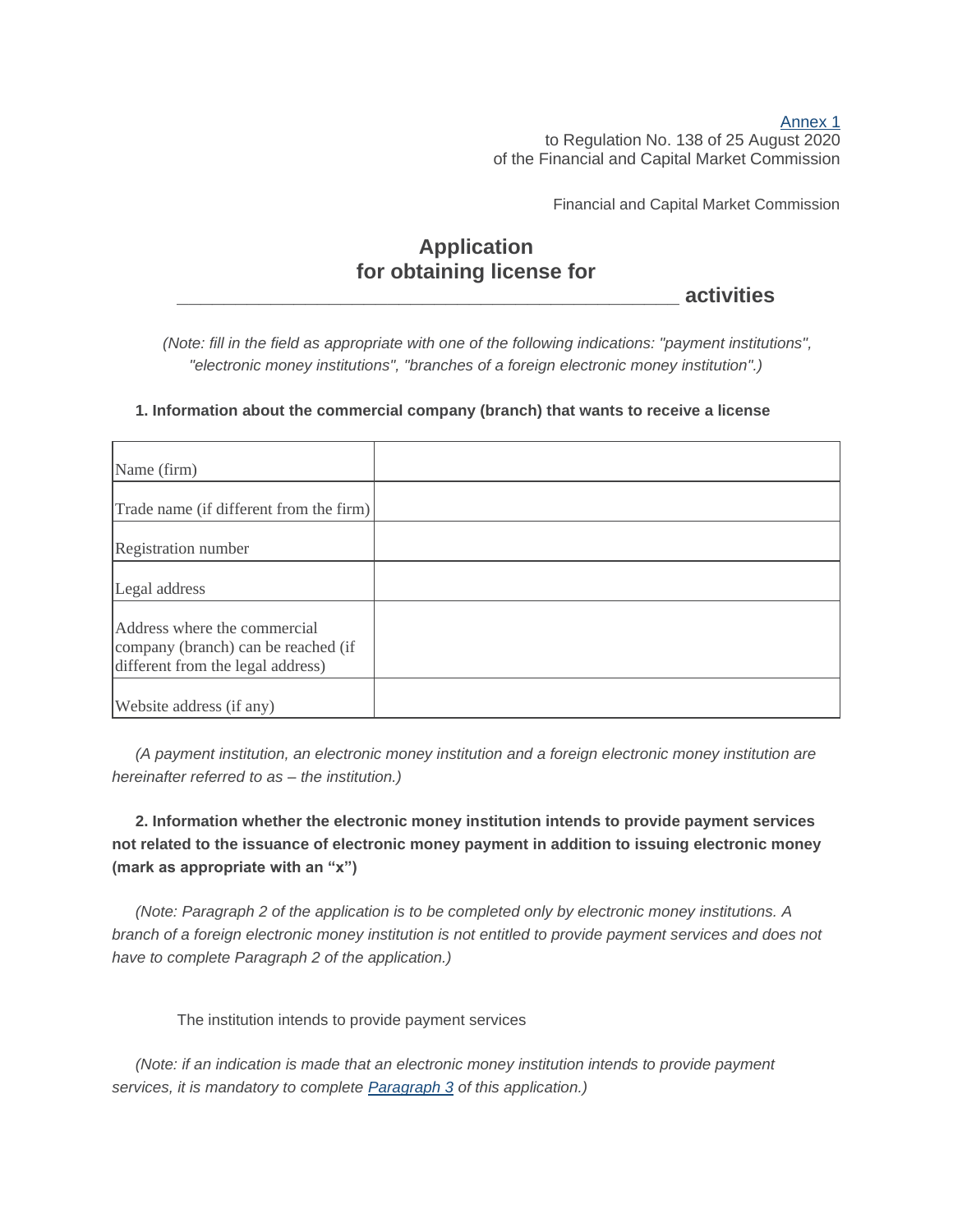Annex 1
to Regulation No. 138 of 25 August 2020
of the Financial and Capital Market Commission

Financial and Capital Market Commission

## Application for obtaining license for _______________________________________________ activities

*(Note: fill in the field as appropriate with one of the following indications: "payment institutions", "electronic money institutions", "branches of a foreign electronic money institution".)*

**1. Information about the commercial company (branch) that wants to receive a license**

| | |
|---|---|
| Name (firm) | |
| Trade name (if different from the firm) | |
| Registration number | |
| Legal address | |
| Address where the commercial company (branch) can be reached (if different from the legal address) | |
| Website address (if any) | |

*(A payment institution, an electronic money institution and a foreign electronic money institution are hereinafter referred to as – the institution.)*

**2. Information whether the electronic money institution intends to provide payment services not related to the issuance of electronic money payment in addition to issuing electronic money (mark as appropriate with an "x")**

*(Note: Paragraph 2 of the application is to be completed only by electronic money institutions. A branch of a foreign electronic money institution is not entitled to provide payment services and does not have to complete Paragraph 2 of the application.)*

The institution intends to provide payment services

*(Note: if an indication is made that an electronic money institution intends to provide payment services, it is mandatory to complete Paragraph 3 of this application.)*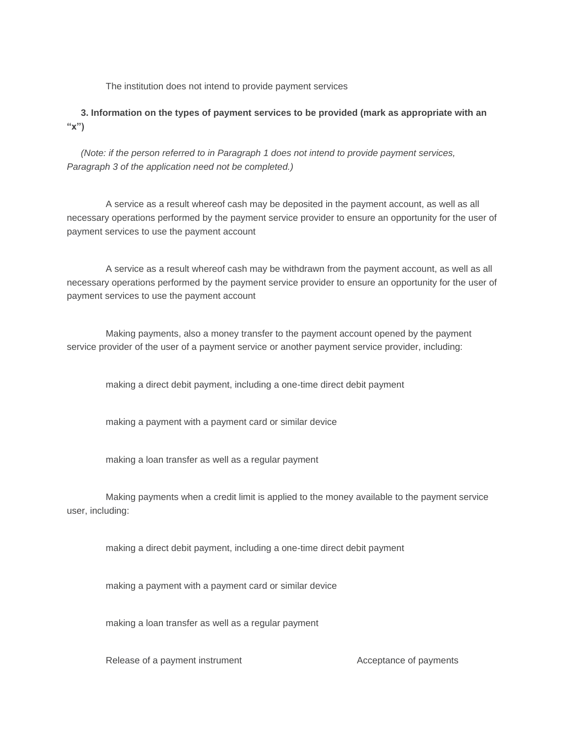The institution does not intend to provide payment services

**3. Information on the types of payment services to be provided (mark as appropriate with an “x”)**

*(Note: if the person referred to in Paragraph 1 does not intend to provide payment services, Paragraph 3 of the application need not be completed.)*

A service as a result whereof cash may be deposited in the payment account, as well as all necessary operations performed by the payment service provider to ensure an opportunity for the user of payment services to use the payment account

A service as a result whereof cash may be withdrawn from the payment account, as well as all necessary operations performed by the payment service provider to ensure an opportunity for the user of payment services to use the payment account

Making payments, also a money transfer to the payment account opened by the payment service provider of the user of a payment service or another payment service provider, including:

making a direct debit payment, including a one-time direct debit payment

making a payment with a payment card or similar device

making a loan transfer as well as a regular payment

Making payments when a credit limit is applied to the money available to the payment service user, including:

making a direct debit payment, including a one-time direct debit payment

making a payment with a payment card or similar device

making a loan transfer as well as a regular payment

Release of a payment instrument

Acceptance of payments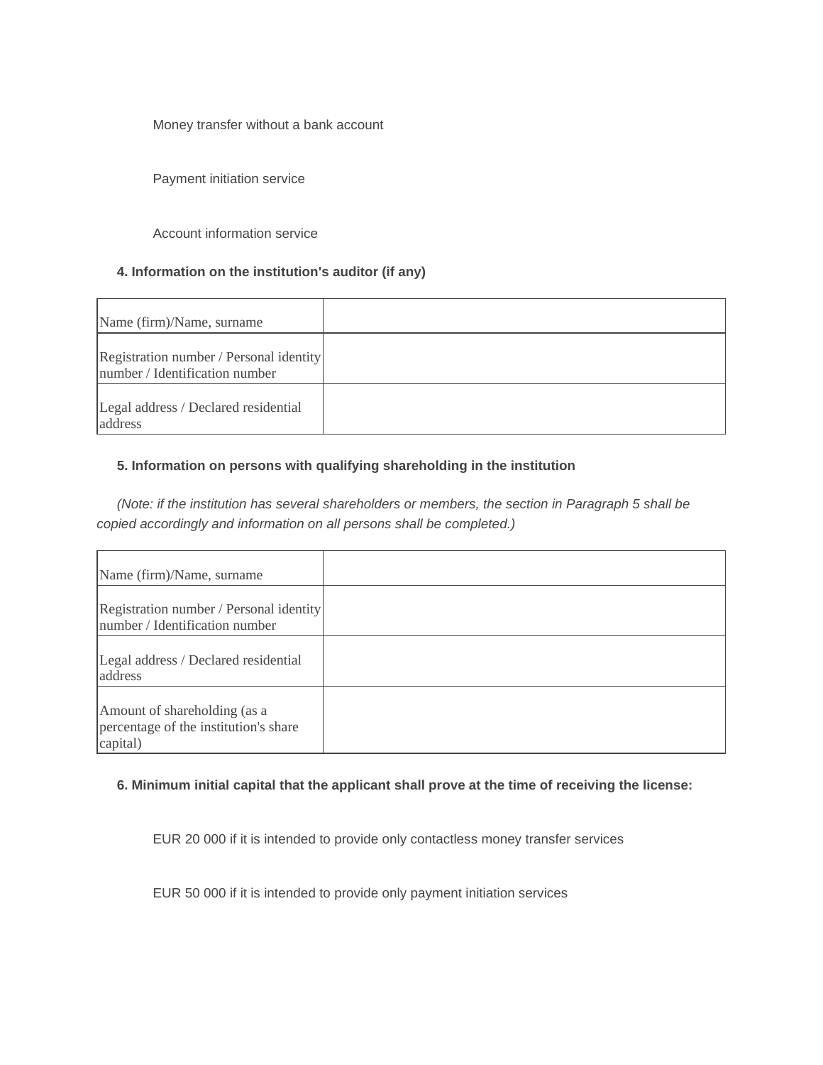Money transfer without a bank account

Payment initiation service

Account information service

**4. Information on the institution's auditor (if any)**

| Name (firm)/Name, surname | |
|---|---|
| Registration number / Personal identity number / Identification number | |
| Legal address / Declared residential address | |

**5. Information on persons with qualifying shareholding in the institution**

*(Note: if the institution has several shareholders or members, the section in Paragraph 5 shall be copied accordingly and information on all persons shall be completed.)*

| Name (firm)/Name, surname | |
|---|---|
| Registration number / Personal identity number / Identification number | |
| Legal address / Declared residential address | |
| Amount of shareholding (as a percentage of the institution's share capital) | |

**6. Minimum initial capital that the applicant shall prove at the time of receiving the license:**

EUR 20 000 if it is intended to provide only contactless money transfer services

EUR 50 000 if it is intended to provide only payment initiation services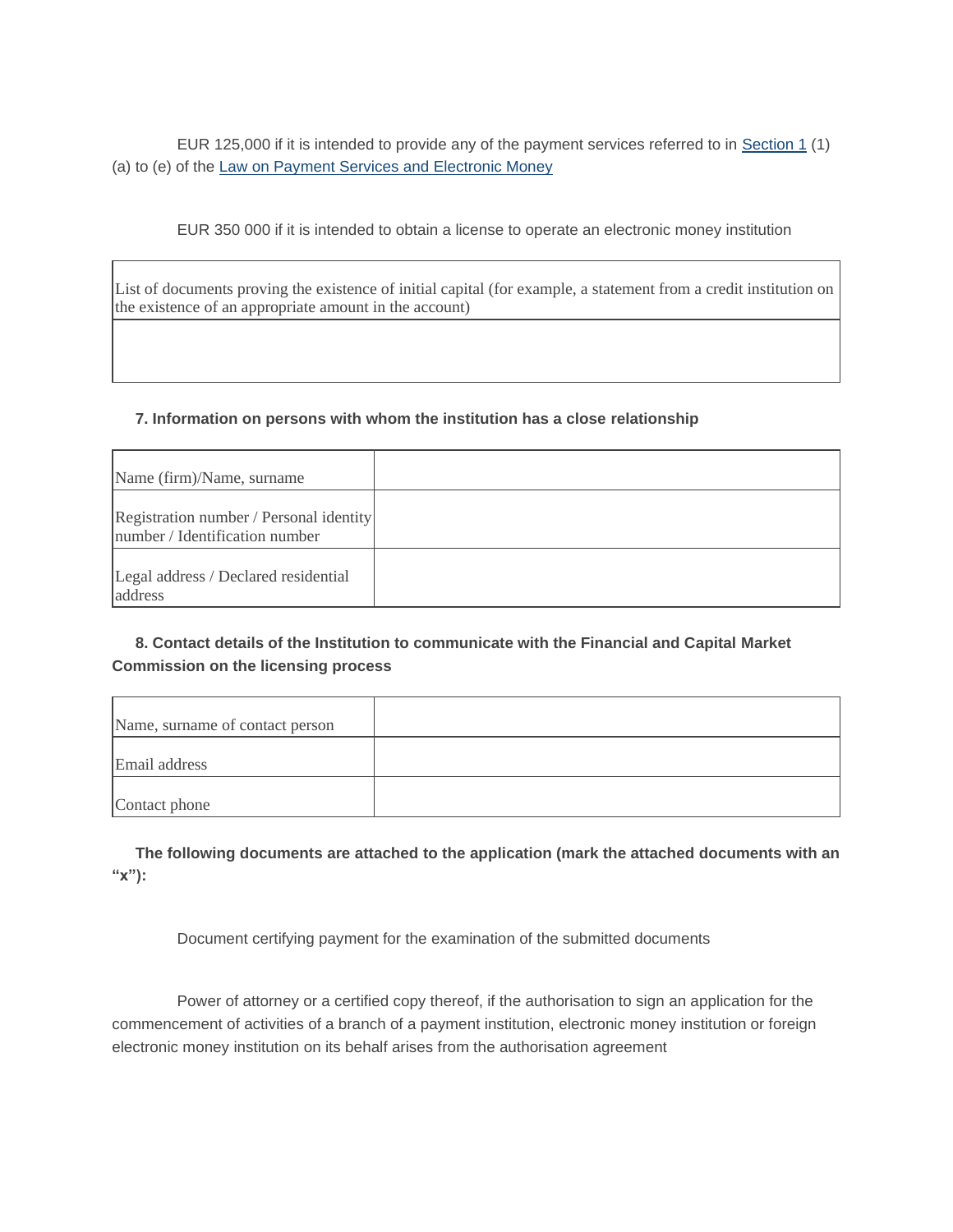EUR 125,000 if it is intended to provide any of the payment services referred to in Section 1 (1) (a) to (e) of the Law on Payment Services and Electronic Money

EUR 350 000 if it is intended to obtain a license to operate an electronic money institution

| List of documents proving the existence of initial capital (for example, a statement from a credit institution on the existence of an appropriate amount in the account) |
| --- |
| |

**7. Information on persons with whom the institution has a close relationship**

| Name (firm)/Name, surname | |
| --- | --- |
| Registration number / Personal identity number / Identification number | |
| Legal address / Declared residential address | |

**8. Contact details of the Institution to communicate with the Financial and Capital Market Commission on the licensing process**

| Name, surname of contact person | |
| --- | --- |
| Email address | |
| Contact phone | |

**The following documents are attached to the application (mark the attached documents with an "x"):**

Document certifying payment for the examination of the submitted documents

Power of attorney or a certified copy thereof, if the authorisation to sign an application for the commencement of activities of a branch of a payment institution, electronic money institution or foreign electronic money institution on its behalf arises from the authorisation agreement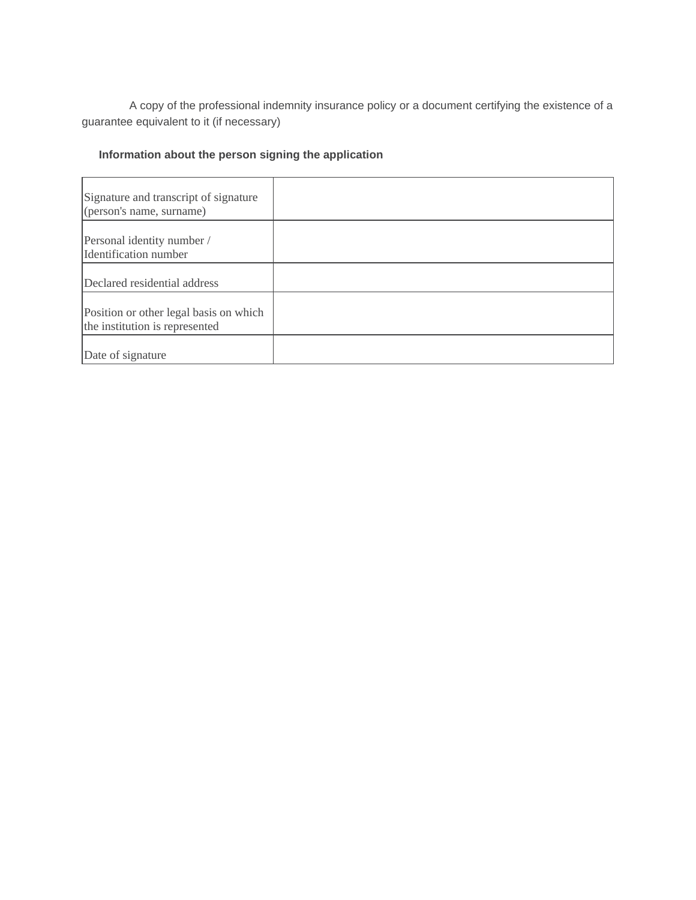A copy of the professional indemnity insurance policy or a document certifying the existence of a guarantee equivalent to it (if necessary)

**Information about the person signing the application**

| | |
|---|---|
| Signature and transcript of signature (person's name, surname) | |
| Personal identity number / Identification number | |
| Declared residential address | |
| Position or other legal basis on which the institution is represented | |
| Date of signature | |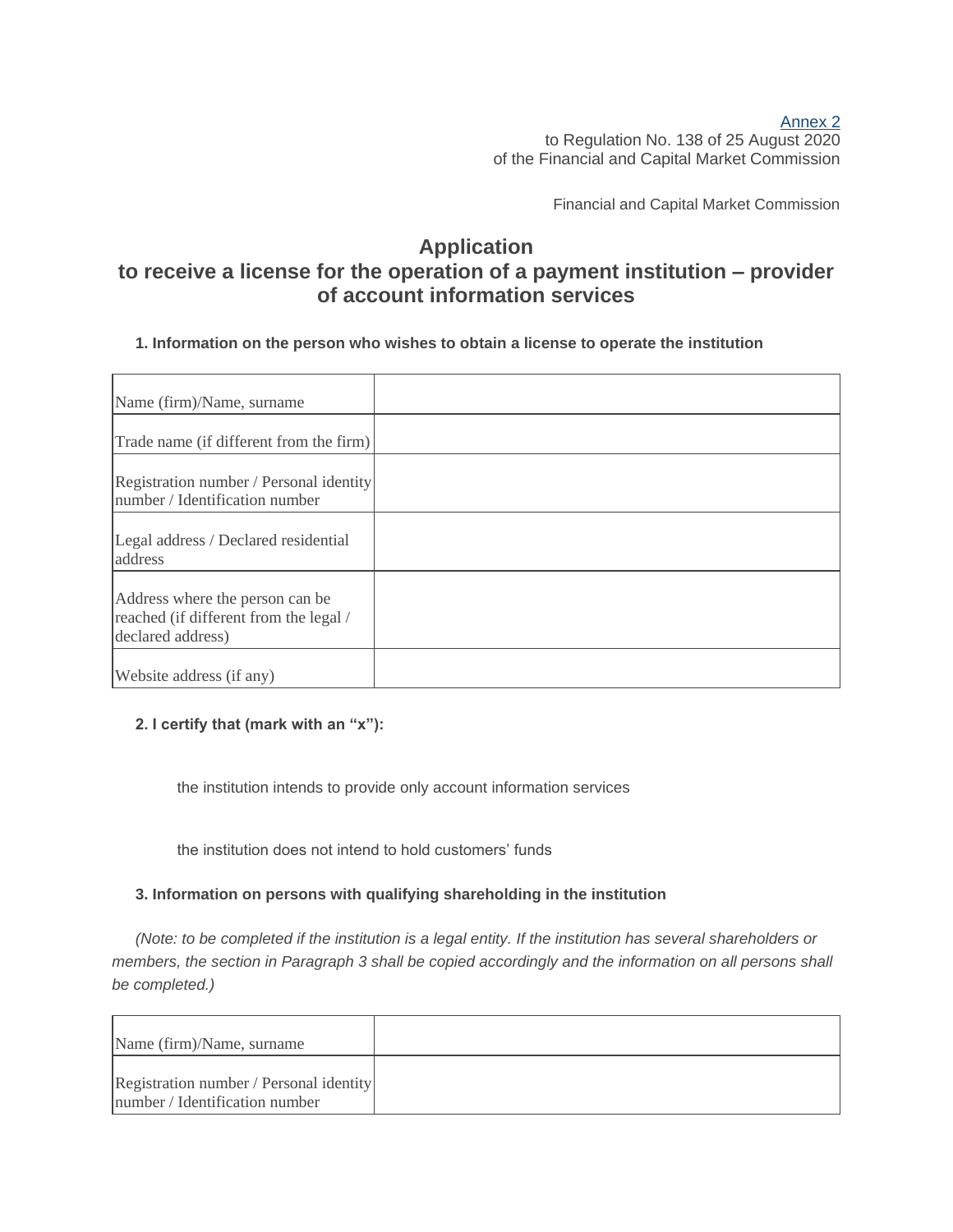Annex 2
to Regulation No. 138 of 25 August 2020
of the Financial and Capital Market Commission

Financial and Capital Market Commission

## Application
## to receive a license for the operation of a payment institution – provider of account information services

**1. Information on the person who wishes to obtain a license to operate the institution**

| | |
|---|---|
| Name (firm)/Name, surname | |
| Trade name (if different from the firm) | |
| Registration number / Personal identity number / Identification number | |
| Legal address / Declared residential address | |
| Address where the person can be reached (if different from the legal / declared address) | |
| Website address (if any) | |

**2. I certify that (mark with an "x"):**

the institution intends to provide only account information services

the institution does not intend to hold customers' funds

**3. Information on persons with qualifying shareholding in the institution**

*(Note: to be completed if the institution is a legal entity. If the institution has several shareholders or members, the section in Paragraph 3 shall be copied accordingly and the information on all persons shall be completed.)*

| | |
|---|---|
| Name (firm)/Name, surname | |
| Registration number / Personal identity number / Identification number | |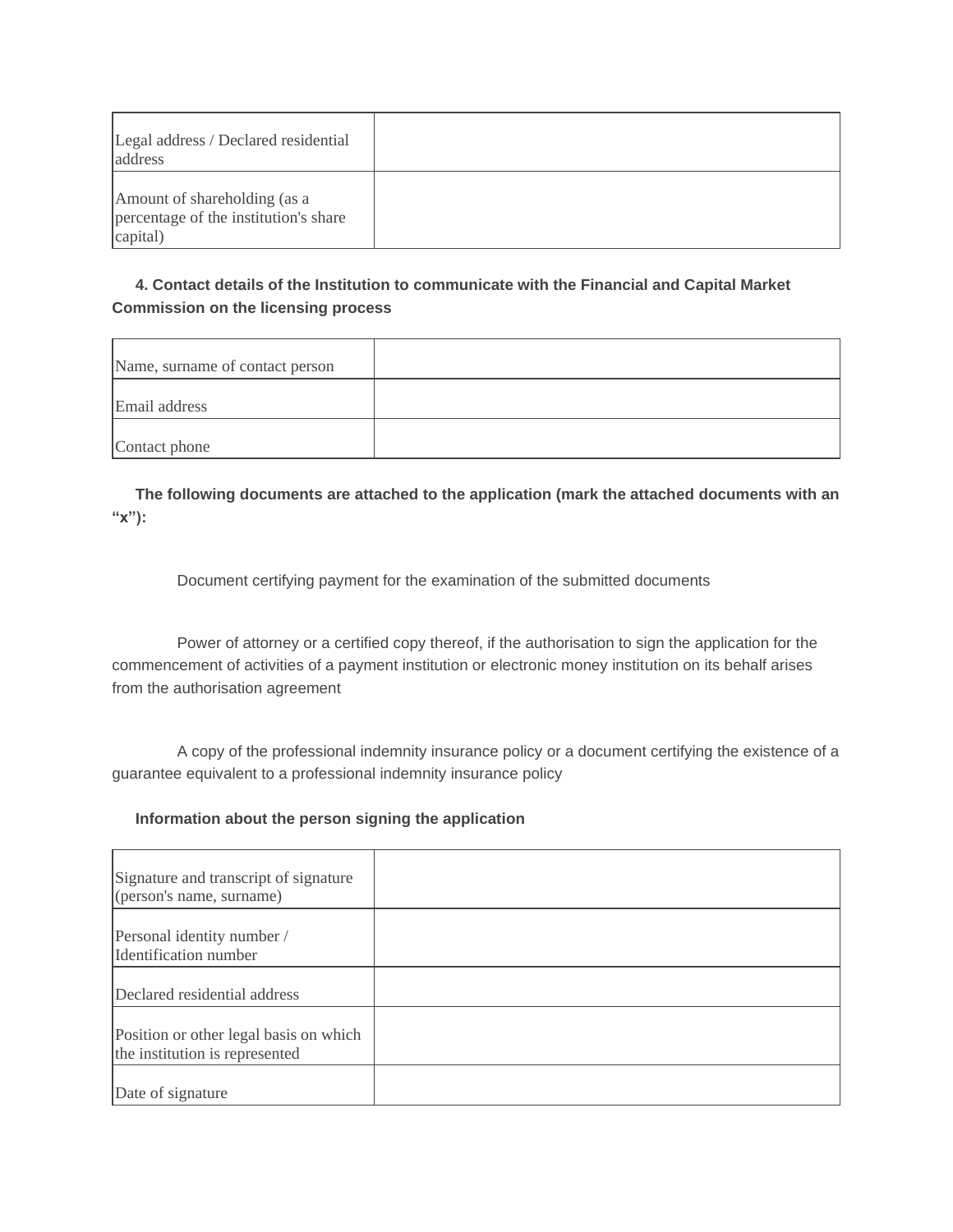| Legal address / Declared residential address | |
|---|---|
| Amount of shareholding (as a percentage of the institution's share capital) | |

**4. Contact details of the Institution to communicate with the Financial and Capital Market Commission on the licensing process**

| Name, surname of contact person | |
|---|---|
| Email address | |
| Contact phone | |

**The following documents are attached to the application (mark the attached documents with an “x”):**

Document certifying payment for the examination of the submitted documents

Power of attorney or a certified copy thereof, if the authorisation to sign the application for the commencement of activities of a payment institution or electronic money institution on its behalf arises from the authorisation agreement

A copy of the professional indemnity insurance policy or a document certifying the existence of a guarantee equivalent to a professional indemnity insurance policy

**Information about the person signing the application**

| Signature and transcript of signature (person's name, surname) | |
|---|---|
| Personal identity number / Identification number | |
| Declared residential address | |
| Position or other legal basis on which the institution is represented | |
| Date of signature | |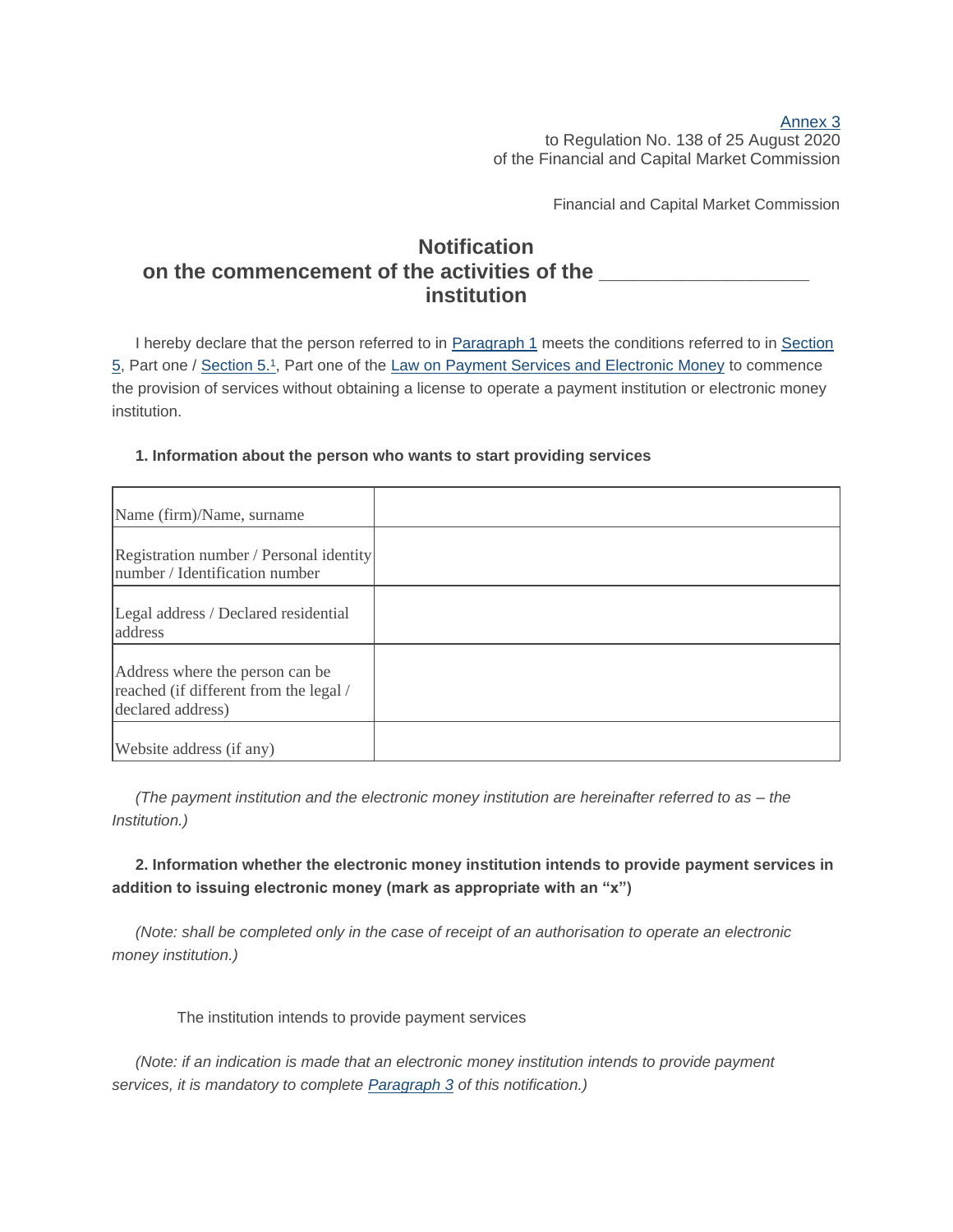Annex 3
to Regulation No. 138 of 25 August 2020
of the Financial and Capital Market Commission

Financial and Capital Market Commission

## Notification
## on the commencement of the activities of the ____________________ institution

I hereby declare that the person referred to in Paragraph 1 meets the conditions referred to in Section 5, Part one / Section 5.[1], Part one of the Law on Payment Services and Electronic Money to commence the provision of services without obtaining a license to operate a payment institution or electronic money institution.

**1. Information about the person who wants to start providing services**

| | |
|---|---|
| Name (firm)/Name, surname | |
| Registration number / Personal identity number / Identification number | |
| Legal address / Declared residential address | |
| Address where the person can be reached (if different from the legal / declared address) | |
| Website address (if any) | |

*(The payment institution and the electronic money institution are hereinafter referred to as – the Institution.)*

**2. Information whether the electronic money institution intends to provide payment services in addition to issuing electronic money (mark as appropriate with an "x")**

*(Note: shall be completed only in the case of receipt of an authorisation to operate an electronic money institution.)*

The institution intends to provide payment services

*(Note: if an indication is made that an electronic money institution intends to provide payment services, it is mandatory to complete Paragraph 3 of this notification.)*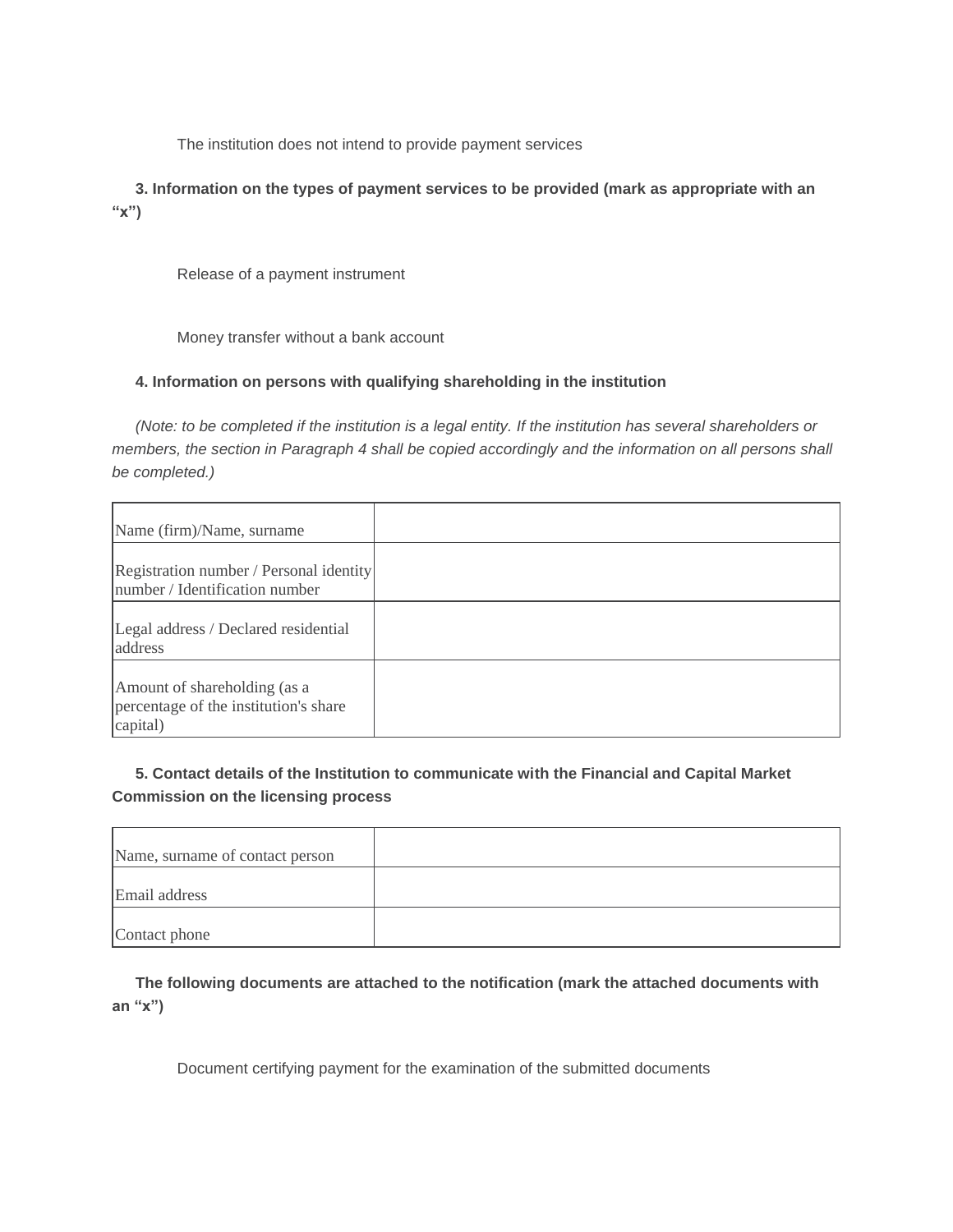The institution does not intend to provide payment services

**3. Information on the types of payment services to be provided (mark as appropriate with an "x")**

Release of a payment instrument

Money transfer without a bank account

**4. Information on persons with qualifying shareholding in the institution**

*(Note: to be completed if the institution is a legal entity. If the institution has several shareholders or members, the section in Paragraph 4 shall be copied accordingly and the information on all persons shall be completed.)*

| | |
|---|---|
| Name (firm)/Name, surname | |
| Registration number / Personal identity number / Identification number | |
| Legal address / Declared residential address | |
| Amount of shareholding (as a percentage of the institution's share capital) | |

**5. Contact details of the Institution to communicate with the Financial and Capital Market Commission on the licensing process**

| | |
|---|---|
| Name, surname of contact person | |
| Email address | |
| Contact phone | |

**The following documents are attached to the notification (mark the attached documents with an "x")**

Document certifying payment for the examination of the submitted documents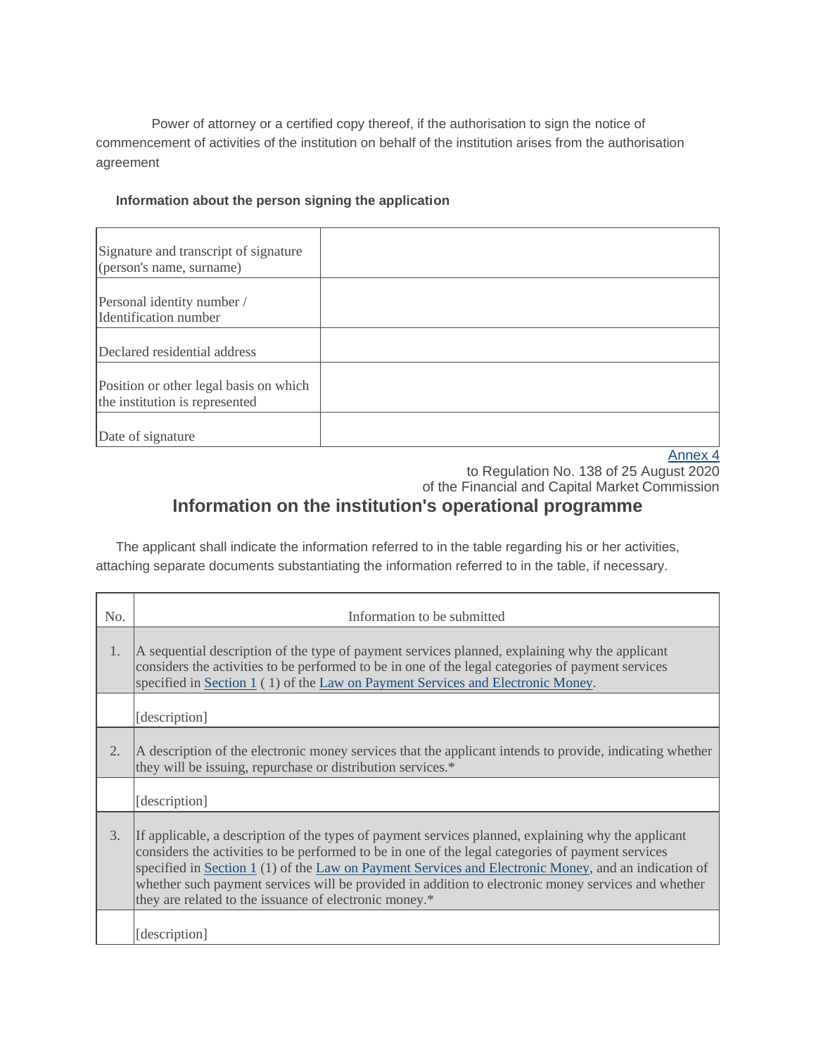Power of attorney or a certified copy thereof, if the authorisation to sign the notice of commencement of activities of the institution on behalf of the institution arises from the authorisation agreement

**Information about the person signing the application**

| | |
|---|---|
| Signature and transcript of signature (person's name, surname) | |
| Personal identity number / Identification number | |
| Declared residential address | |
| Position or other legal basis on which the institution is represented | |
| Date of signature | |

Annex 4
to Regulation No. 138 of 25 August 2020
of the Financial and Capital Market Commission

## Information on the institution's operational programme

The applicant shall indicate the information referred to in the table regarding his or her activities, attaching separate documents substantiating the information referred to in the table, if necessary.

| No. | Information to be submitted |
|---|---|
| 1. | A sequential description of the type of payment services planned, explaining why the applicant considers the activities to be performed to be in one of the legal categories of payment services specified in Section 1 ( 1) of the Law on Payment Services and Electronic Money. |
| | [description] |
| 2. | A description of the electronic money services that the applicant intends to provide, indicating whether they will be issuing, repurchase or distribution services.* |
| | [description] |
| 3. | If applicable, a description of the types of payment services planned, explaining why the applicant considers the activities to be performed to be in one of the legal categories of payment services specified in Section 1 (1) of the Law on Payment Services and Electronic Money, and an indication of whether such payment services will be provided in addition to electronic money services and whether they are related to the issuance of electronic money.* |
| | [description] |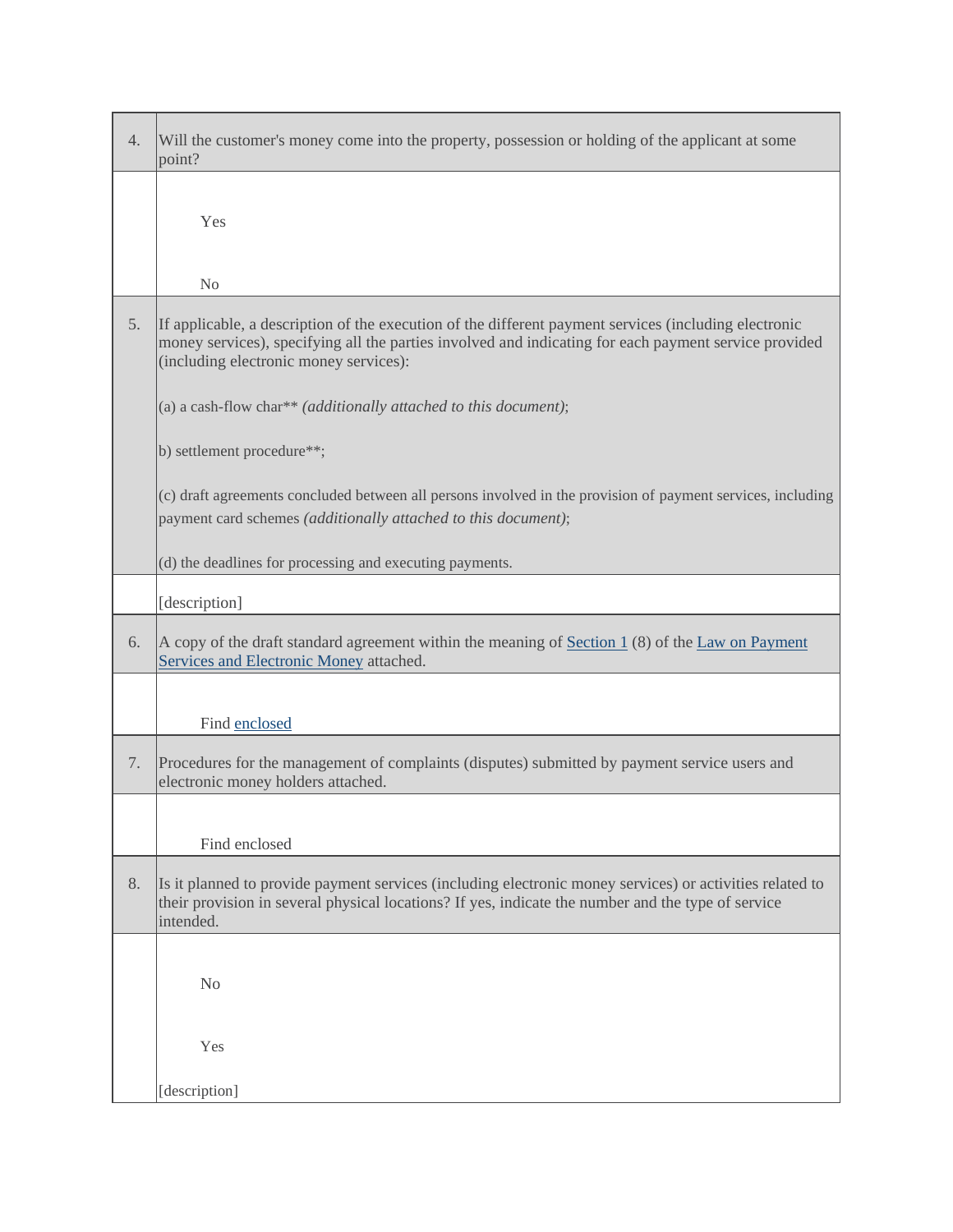| | |
|---|---|
| 4. | Will the customer's money come into the property, possession or holding of the applicant at some point? |
| | Yes<br><br>No |
| 5. | If applicable, a description of the execution of the different payment services (including electronic money services), specifying all the parties involved and indicating for each payment service provided (including electronic money services):<br><br>(a) a cash-flow char** *(additionally attached to this document)*;<br><br>b) settlement procedure**;<br><br>(c) draft agreements concluded between all persons involved in the provision of payment services, including payment card schemes *(additionally attached to this document)*;<br><br>(d) the deadlines for processing and executing payments. |
| | [description] |
| 6. | A copy of the draft standard agreement within the meaning of Section 1 (8) of the Law on Payment Services and Electronic Money attached. |
| | Find enclosed |
| 7. | Procedures for the management of complaints (disputes) submitted by payment service users and electronic money holders attached. |
| | Find enclosed |
| 8. | Is it planned to provide payment services (including electronic money services) or activities related to their provision in several physical locations? If yes, indicate the number and the type of service intended. |
| | No<br><br>Yes<br><br>[description] |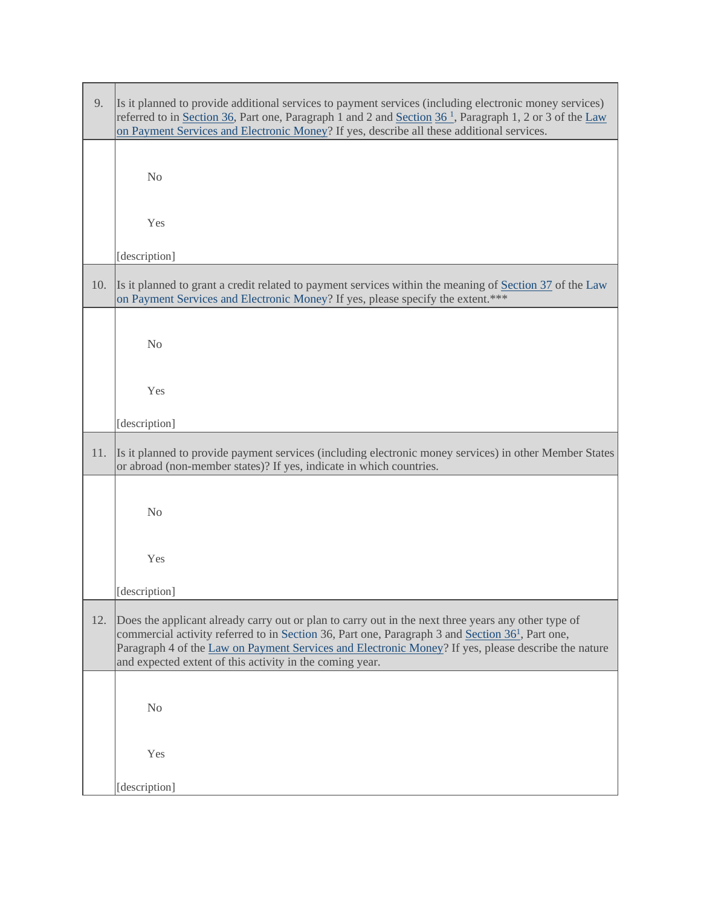| 9. | Is it planned to provide additional services to payment services (including electronic money services) referred to in Section 36, Part one, Paragraph 1 and 2 and Section 36 [1], Paragraph 1, 2 or 3 of the Law on Payment Services and Electronic Money? If yes, describe all these additional services. |
|---|---|
| | No<br><br>Yes<br><br>[description] |
| 10. | Is it planned to grant a credit related to payment services within the meaning of Section 37 of the Law on Payment Services and Electronic Money? If yes, please specify the extent.*** |
| | No<br><br>Yes<br><br>[description] |
| 11. | Is it planned to provide payment services (including electronic money services) in other Member States or abroad (non-member states)? If yes, indicate in which countries. |
| | No<br><br>Yes<br><br>[description] |
| 12. | Does the applicant already carry out or plan to carry out in the next three years any other type of commercial activity referred to in Section 36, Part one, Paragraph 3 and Section 36[1], Part one, Paragraph 4 of the Law on Payment Services and Electronic Money? If yes, please describe the nature and expected extent of this activity in the coming year. |
| | No<br><br>Yes<br><br>[description] |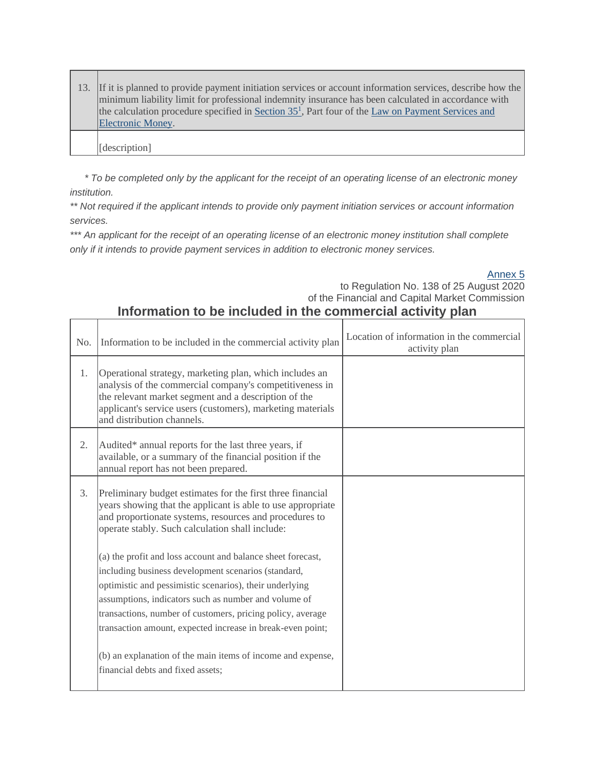| | |
|---|---|
| 13. | If it is planned to provide payment initiation services or account information services, describe how the minimum liability limit for professional indemnity insurance has been calculated in accordance with the calculation procedure specified in Section 35[1], Part four of the Law on Payment Services and Electronic Money. |
| | [description] |

*\* To be completed only by the applicant for the receipt of an operating license of an electronic money institution.*

*\*\* Not required if the applicant intends to provide only payment initiation services or account information services.*

*\*\*\* An applicant for the receipt of an operating license of an electronic money institution shall complete only if it intends to provide payment services in addition to electronic money services.*

Annex 5
to Regulation No. 138 of 25 August 2020
of the Financial and Capital Market Commission

## Information to be included in the commercial activity plan

| No. | Information to be included in the commercial activity plan | Location of information in the commercial activity plan |
|---|---|---|
| 1. | Operational strategy, marketing plan, which includes an analysis of the commercial company's competitiveness in the relevant market segment and a description of the applicant's service users (customers), marketing materials and distribution channels. | |
| 2. | Audited* annual reports for the last three years, if available, or a summary of the financial position if the annual report has not been prepared. | |
| 3. | Preliminary budget estimates for the first three financial years showing that the applicant is able to use appropriate and proportionate systems, resources and procedures to operate stably. Such calculation shall include:<br><br>(a) the profit and loss account and balance sheet forecast, including business development scenarios (standard, optimistic and pessimistic scenarios), their underlying assumptions, indicators such as number and volume of transactions, number of customers, pricing policy, average transaction amount, expected increase in break-even point;<br><br>(b) an explanation of the main items of income and expense, financial debts and fixed assets; | |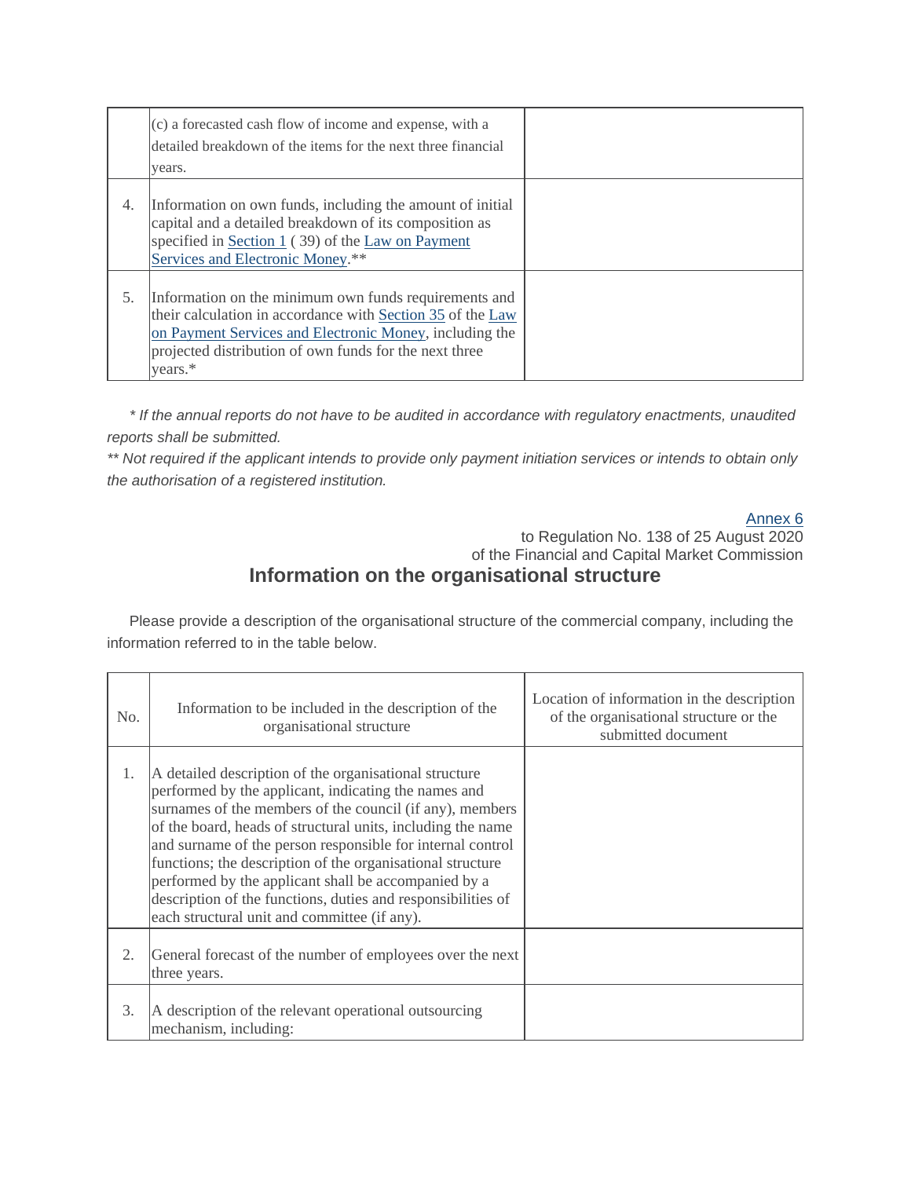|  |  |  |
|---|---|---|
|  | (c) a forecasted cash flow of income and expense, with a detailed breakdown of the items for the next three financial years. |  |
| 4. | Information on own funds, including the amount of initial capital and a detailed breakdown of its composition as specified in Section 1 ( 39) of the Law on Payment Services and Electronic Money.** |  |
| 5. | Information on the minimum own funds requirements and their calculation in accordance with Section 35 of the Law on Payment Services and Electronic Money, including the projected distribution of own funds for the next three years.* |  |

*\* If the annual reports do not have to be audited in accordance with regulatory enactments, unaudited reports shall be submitted.*
*\*\* Not required if the applicant intends to provide only payment initiation services or intends to obtain only the authorisation of a registered institution.*

Annex 6
to Regulation No. 138 of 25 August 2020
of the Financial and Capital Market Commission

## Information on the organisational structure

Please provide a description of the organisational structure of the commercial company, including the information referred to in the table below.

| No. | Information to be included in the description of the organisational structure | Location of information in the description of the organisational structure or the submitted document |
|---|---|---|
| 1. | A detailed description of the organisational structure performed by the applicant, indicating the names and surnames of the members of the council (if any), members of the board, heads of structural units, including the name and surname of the person responsible for internal control functions; the description of the organisational structure performed by the applicant shall be accompanied by a description of the functions, duties and responsibilities of each structural unit and committee (if any). |  |
| 2. | General forecast of the number of employees over the next three years. |  |
| 3. | A description of the relevant operational outsourcing mechanism, including: |  |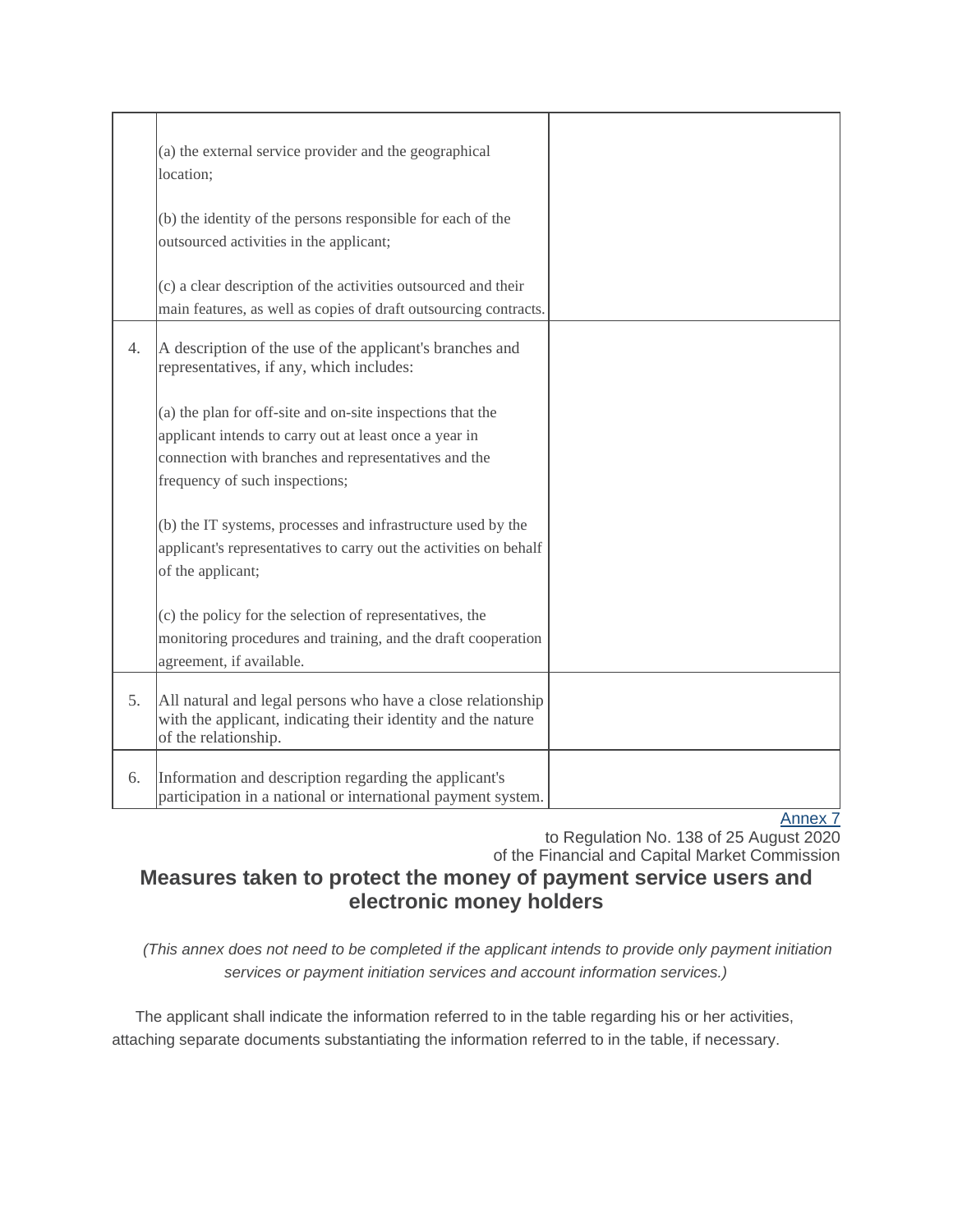| | | |
|---|---|---|
| | (a) the external service provider and the geographical location;<br><br>(b) the identity of the persons responsible for each of the outsourced activities in the applicant;<br><br>(c) a clear description of the activities outsourced and their main features, as well as copies of draft outsourcing contracts. | |
| 4. | A description of the use of the applicant's branches and representatives, if any, which includes:<br><br>(a) the plan for off-site and on-site inspections that the applicant intends to carry out at least once a year in connection with branches and representatives and the frequency of such inspections;<br><br>(b) the IT systems, processes and infrastructure used by the applicant's representatives to carry out the activities on behalf of the applicant;<br><br>(c) the policy for the selection of representatives, the monitoring procedures and training, and the draft cooperation agreement, if available. | |
| 5. | All natural and legal persons who have a close relationship with the applicant, indicating their identity and the nature of the relationship. | |
| 6. | Information and description regarding the applicant's participation in a national or international payment system. | |

Annex 7
to Regulation No. 138 of 25 August 2020
of the Financial and Capital Market Commission

## Measures taken to protect the money of payment service users and electronic money holders

*(This annex does not need to be completed if the applicant intends to provide only payment initiation services or payment initiation services and account information services.)*

The applicant shall indicate the information referred to in the table regarding his or her activities, attaching separate documents substantiating the information referred to in the table, if necessary.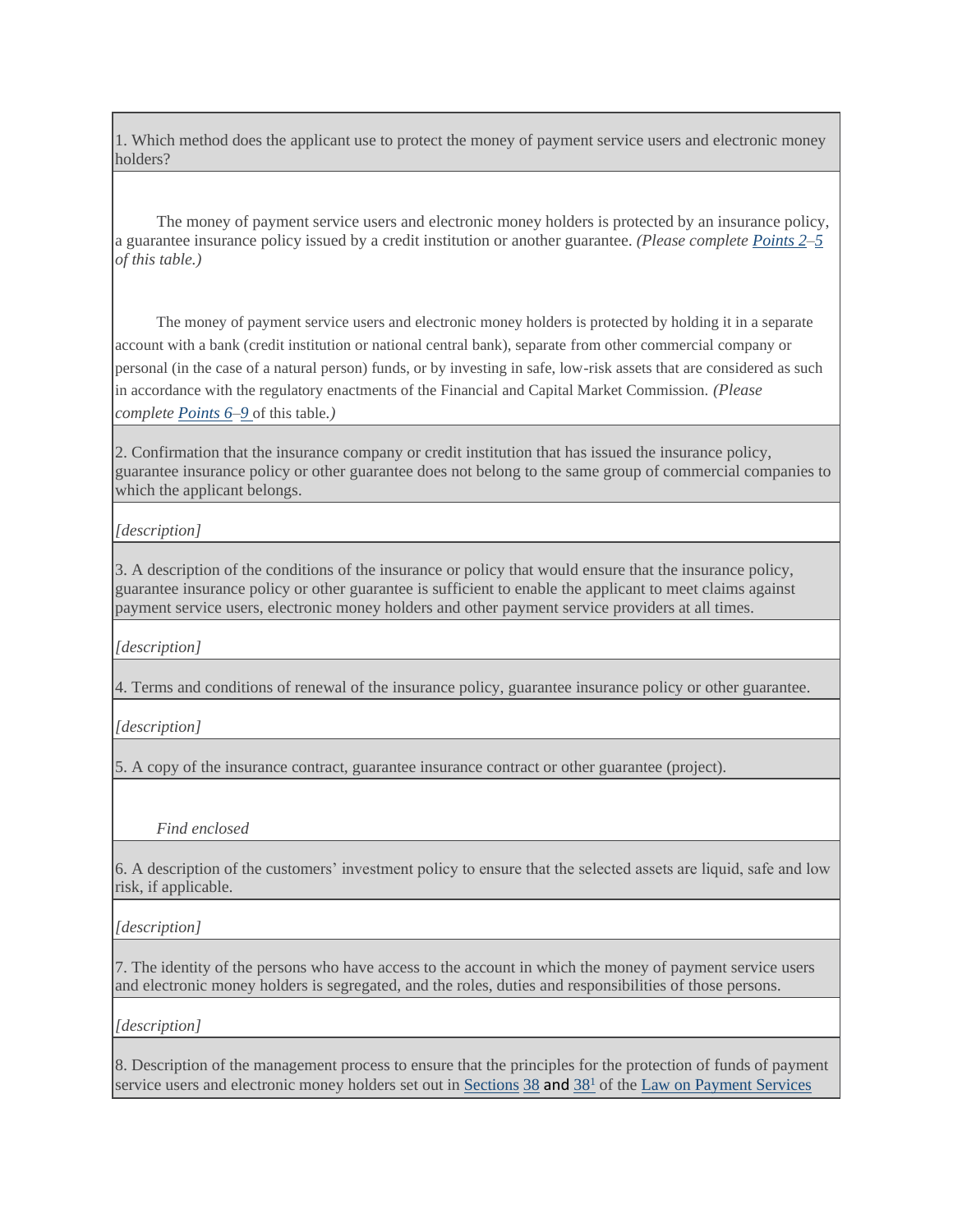| 1. Which method does the applicant use to protect the money of payment service users and electronic money holders? |
| --- |
| The money of payment service users and electronic money holders is protected by an insurance policy, a guarantee insurance policy issued by a credit institution or another guarantee. *(Please complete Points 2–5 of this table.)*<br><br>The money of payment service users and electronic money holders is protected by holding it in a separate account with a bank (credit institution or national central bank), separate from other commercial company or personal (in the case of a natural person) funds, or by investing in safe, low-risk assets that are considered as such in accordance with the regulatory enactments of the Financial and Capital Market Commission. *(Please complete Points 6–9 of this table.)* |
| 2. Confirmation that the insurance company or credit institution that has issued the insurance policy, guarantee insurance policy or other guarantee does not belong to the same group of commercial companies to which the applicant belongs. |
| *[description]* |
| 3. A description of the conditions of the insurance or policy that would ensure that the insurance policy, guarantee insurance policy or other guarantee is sufficient to enable the applicant to meet claims against payment service users, electronic money holders and other payment service providers at all times. |
| *[description]* |
| 4. Terms and conditions of renewal of the insurance policy, guarantee insurance policy or other guarantee. |
| *[description]* |
| 5. A copy of the insurance contract, guarantee insurance contract or other guarantee (project). |
| *Find enclosed* |
| 6. A description of the customers' investment policy to ensure that the selected assets are liquid, safe and low risk, if applicable. |
| *[description]* |
| 7. The identity of the persons who have access to the account in which the money of payment service users and electronic money holders is segregated, and the roles, duties and responsibilities of those persons. |
| *[description]* |
| 8. Description of the management process to ensure that the principles for the protection of funds of payment service users and electronic money holders set out in Sections 38 and 38[1] of the Law on Payment Services |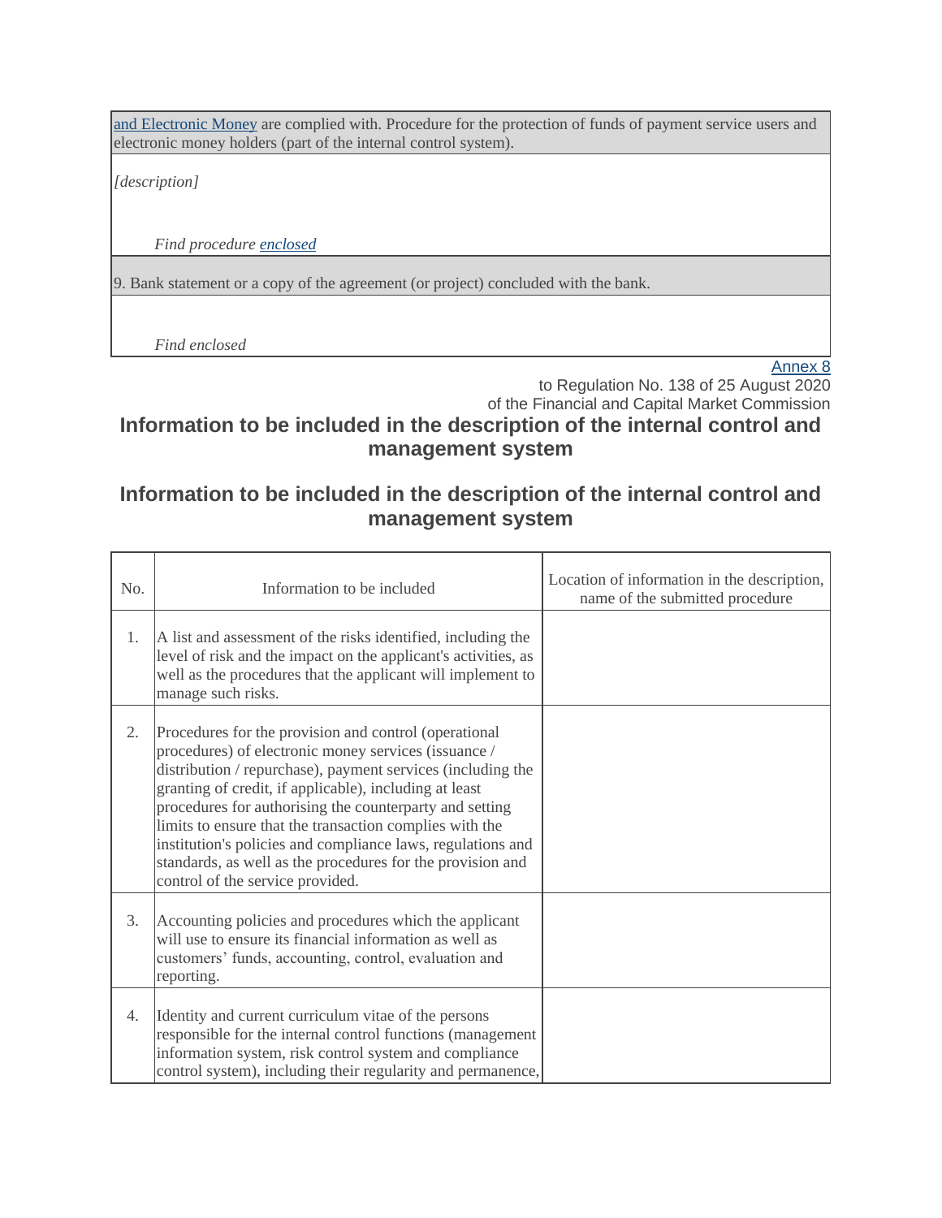| and Electronic Money are complied with. Procedure for the protection of funds of payment service users and electronic money holders (part of the internal control system). |
| --- |
| *[description]*<br><br>*Find procedure enclosed* |
| 9. Bank statement or a copy of the agreement (or project) concluded with the bank. |
| *Find enclosed* |

Annex 8
to Regulation No. 138 of 25 August 2020
of the Financial and Capital Market Commission

## Information to be included in the description of the internal control and management system

## Information to be included in the description of the internal control and management system

| No. | Information to be included | Location of information in the description, name of the submitted procedure |
| --- | --- | --- |
| 1. | A list and assessment of the risks identified, including the level of risk and the impact on the applicant's activities, as well as the procedures that the applicant will implement to manage such risks. | |
| 2. | Procedures for the provision and control (operational procedures) of electronic money services (issuance / distribution / repurchase), payment services (including the granting of credit, if applicable), including at least procedures for authorising the counterparty and setting limits to ensure that the transaction complies with the institution's policies and compliance laws, regulations and standards, as well as the procedures for the provision and control of the service provided. | |
| 3. | Accounting policies and procedures which the applicant will use to ensure its financial information as well as customers' funds, accounting, control, evaluation and reporting. | |
| 4. | Identity and current curriculum vitae of the persons responsible for the internal control functions (management information system, risk control system and compliance control system), including their regularity and permanence, | |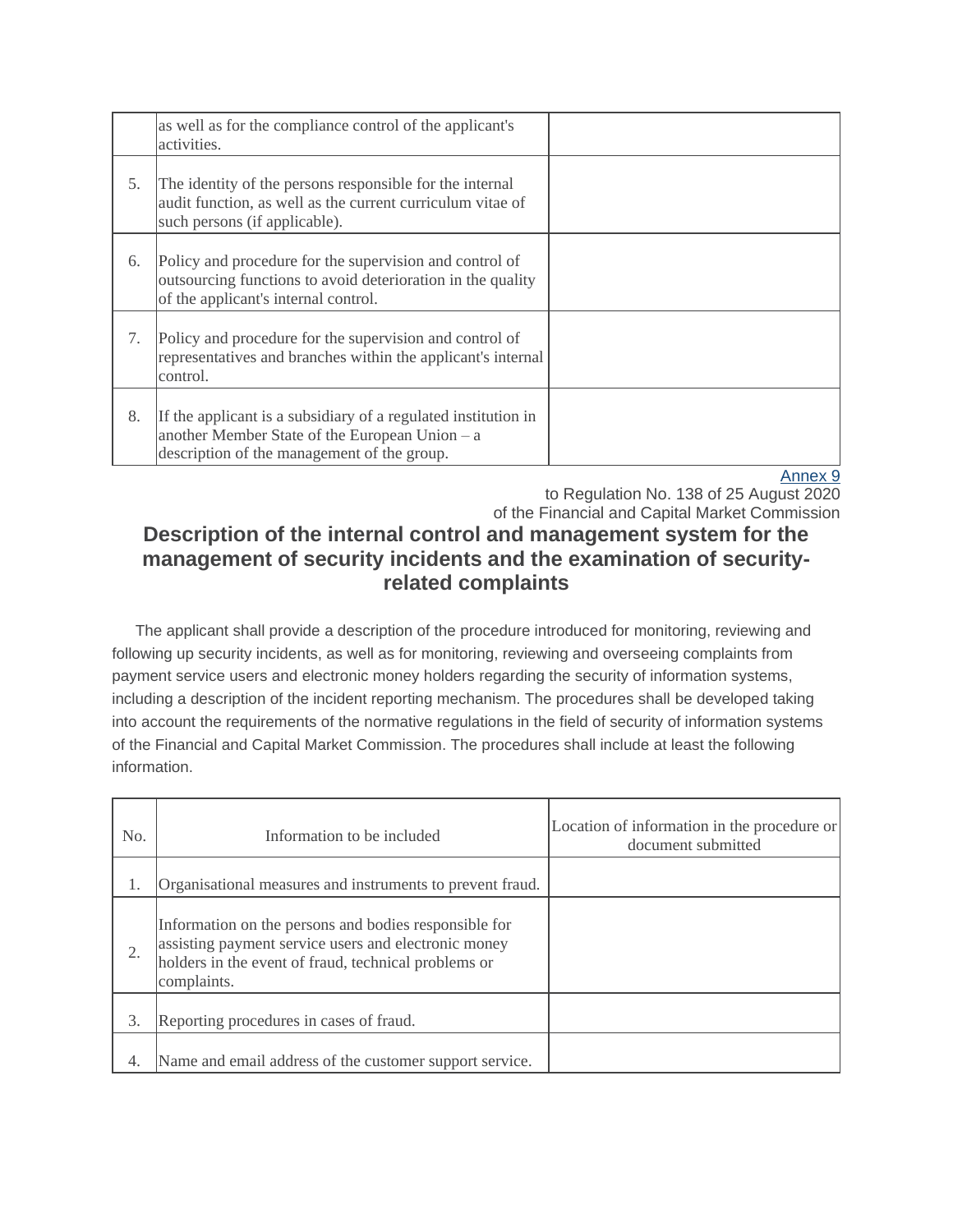| | | |
|---|---|---|
| | as well as for the compliance control of the applicant's activities. | |
| 5. | The identity of the persons responsible for the internal audit function, as well as the current curriculum vitae of such persons (if applicable). | |
| 6. | Policy and procedure for the supervision and control of outsourcing functions to avoid deterioration in the quality of the applicant's internal control. | |
| 7. | Policy and procedure for the supervision and control of representatives and branches within the applicant's internal control. | |
| 8. | If the applicant is a subsidiary of a regulated institution in another Member State of the European Union – a description of the management of the group. | |

Annex 9
to Regulation No. 138 of 25 August 2020
of the Financial and Capital Market Commission

## Description of the internal control and management system for the management of security incidents and the examination of security-related complaints

The applicant shall provide a description of the procedure introduced for monitoring, reviewing and following up security incidents, as well as for monitoring, reviewing and overseeing complaints from payment service users and electronic money holders regarding the security of information systems, including a description of the incident reporting mechanism. The procedures shall be developed taking into account the requirements of the normative regulations in the field of security of information systems of the Financial and Capital Market Commission. The procedures shall include at least the following information.

| No. | Information to be included | Location of information in the procedure or document submitted |
|---|---|---|
| 1. | Organisational measures and instruments to prevent fraud. | |
| 2. | Information on the persons and bodies responsible for assisting payment service users and electronic money holders in the event of fraud, technical problems or complaints. | |
| 3. | Reporting procedures in cases of fraud. | |
| 4. | Name and email address of the customer support service. | |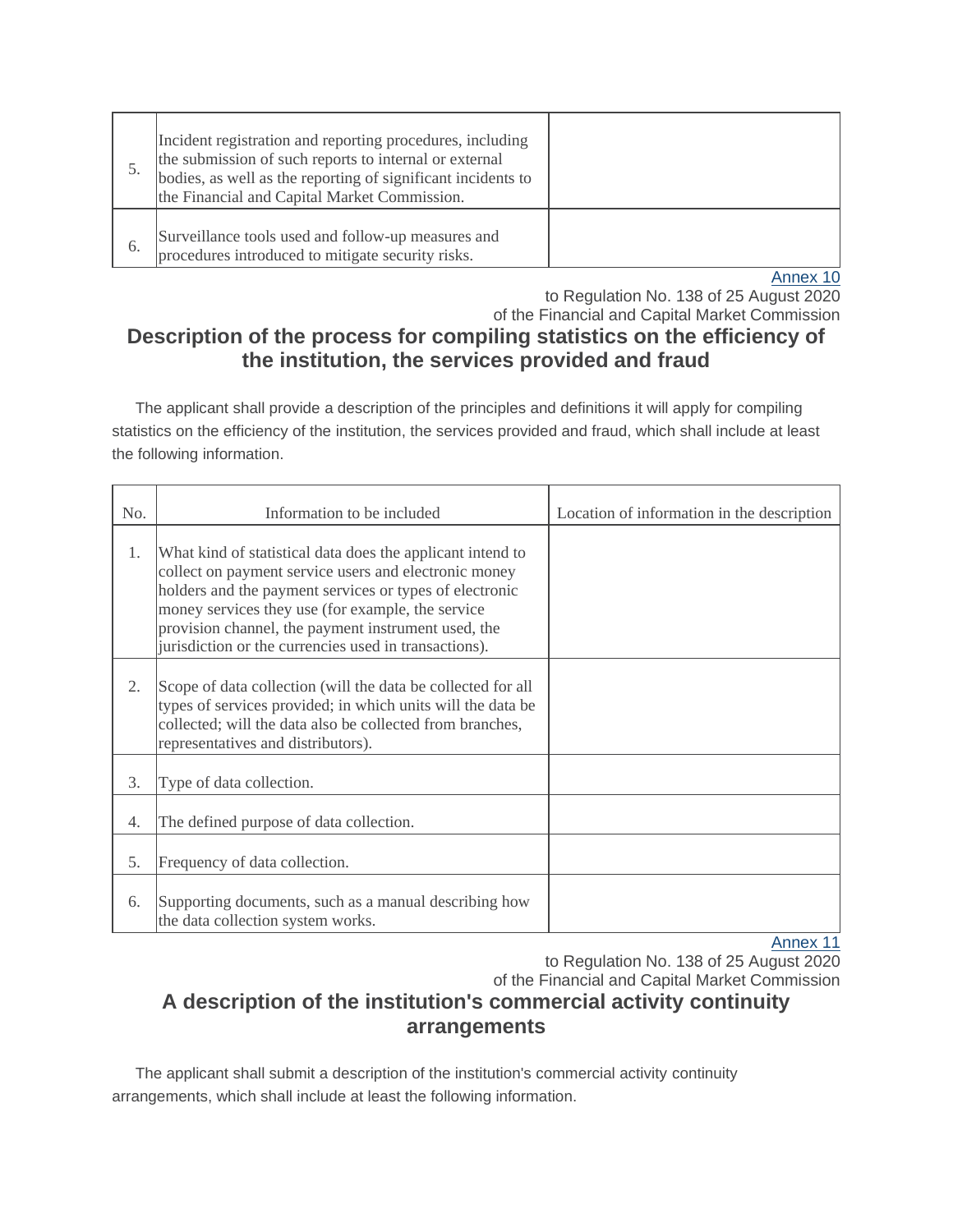| | | |
|---|---|---|
| 5. | Incident registration and reporting procedures, including the submission of such reports to internal or external bodies, as well as the reporting of significant incidents to the Financial and Capital Market Commission. | |
| 6. | Surveillance tools used and follow-up measures and procedures introduced to mitigate security risks. | |

Annex 10
to Regulation No. 138 of 25 August 2020
of the Financial and Capital Market Commission

## Description of the process for compiling statistics on the efficiency of the institution, the services provided and fraud

The applicant shall provide a description of the principles and definitions it will apply for compiling statistics on the efficiency of the institution, the services provided and fraud, which shall include at least the following information.

| No. | Information to be included | Location of information in the description |
|---|---|---|
| 1. | What kind of statistical data does the applicant intend to collect on payment service users and electronic money holders and the payment services or types of electronic money services they use (for example, the service provision channel, the payment instrument used, the jurisdiction or the currencies used in transactions). | |
| 2. | Scope of data collection (will the data be collected for all types of services provided; in which units will the data be collected; will the data also be collected from branches, representatives and distributors). | |
| 3. | Type of data collection. | |
| 4. | The defined purpose of data collection. | |
| 5. | Frequency of data collection. | |
| 6. | Supporting documents, such as a manual describing how the data collection system works. | |

Annex 11
to Regulation No. 138 of 25 August 2020
of the Financial and Capital Market Commission

## A description of the institution's commercial activity continuity arrangements

The applicant shall submit a description of the institution's commercial activity continuity arrangements, which shall include at least the following information.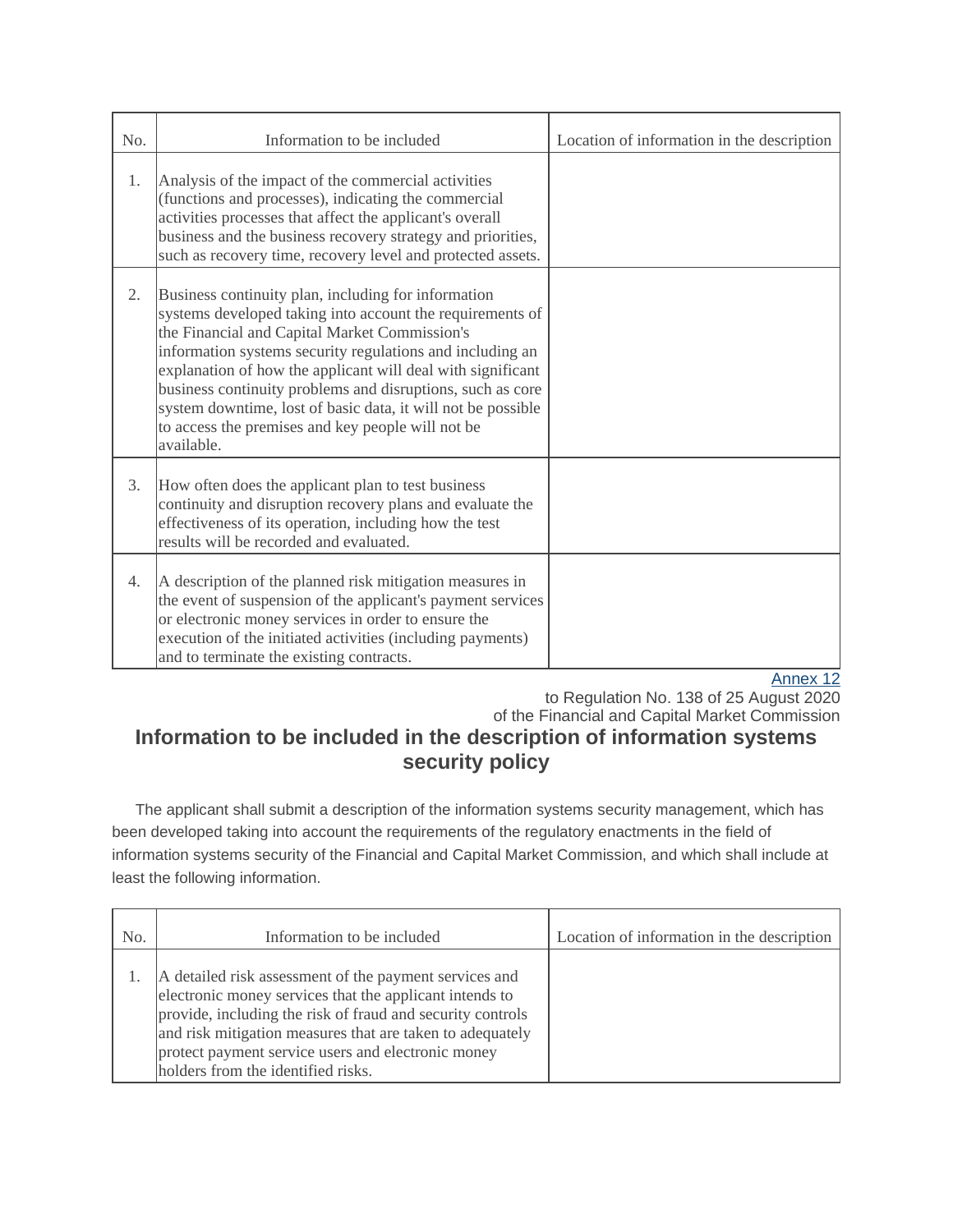| No. | Information to be included | Location of information in the description |
|---|---|---|
| 1. | Analysis of the impact of the commercial activities (functions and processes), indicating the commercial activities processes that affect the applicant's overall business and the business recovery strategy and priorities, such as recovery time, recovery level and protected assets. | |
| 2. | Business continuity plan, including for information systems developed taking into account the requirements of the Financial and Capital Market Commission's information systems security regulations and including an explanation of how the applicant will deal with significant business continuity problems and disruptions, such as core system downtime, lost of basic data, it will not be possible to access the premises and key people will not be available. | |
| 3. | How often does the applicant plan to test business continuity and disruption recovery plans and evaluate the effectiveness of its operation, including how the test results will be recorded and evaluated. | |
| 4. | A description of the planned risk mitigation measures in the event of suspension of the applicant's payment services or electronic money services in order to ensure the execution of the initiated activities (including payments) and to terminate the existing contracts. | |

Annex 12
to Regulation No. 138 of 25 August 2020
of the Financial and Capital Market Commission

## Information to be included in the description of information systems security policy

The applicant shall submit a description of the information systems security management, which has been developed taking into account the requirements of the regulatory enactments in the field of information systems security of the Financial and Capital Market Commission, and which shall include at least the following information.

| No. | Information to be included | Location of information in the description |
|---|---|---|
| 1. | A detailed risk assessment of the payment services and electronic money services that the applicant intends to provide, including the risk of fraud and security controls and risk mitigation measures that are taken to adequately protect payment service users and electronic money holders from the identified risks. | |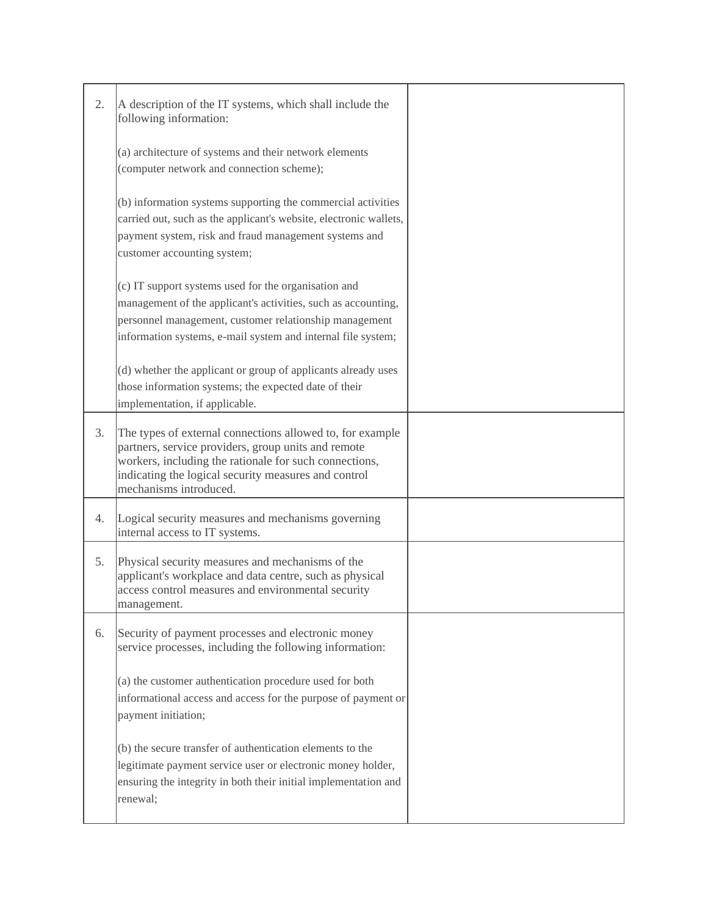| | | |
|---|---|---|
| 2. | A description of the IT systems, which shall include the following information:<br><br>(a) architecture of systems and their network elements (computer network and connection scheme);<br><br>(b) information systems supporting the commercial activities carried out, such as the applicant's website, electronic wallets, payment system, risk and fraud management systems and customer accounting system;<br><br>(c) IT support systems used for the organisation and management of the applicant's activities, such as accounting, personnel management, customer relationship management information systems, e-mail system and internal file system;<br><br>(d) whether the applicant or group of applicants already uses those information systems; the expected date of their implementation, if applicable. | |
| 3. | The types of external connections allowed to, for example partners, service providers, group units and remote workers, including the rationale for such connections, indicating the logical security measures and control mechanisms introduced. | |
| 4. | Logical security measures and mechanisms governing internal access to IT systems. | |
| 5. | Physical security measures and mechanisms of the applicant's workplace and data centre, such as physical access control measures and environmental security management. | |
| 6. | Security of payment processes and electronic money service processes, including the following information:<br><br>(a) the customer authentication procedure used for both informational access and access for the purpose of payment or payment initiation;<br><br>(b) the secure transfer of authentication elements to the legitimate payment service user or electronic money holder, ensuring the integrity in both their initial implementation and renewal; | |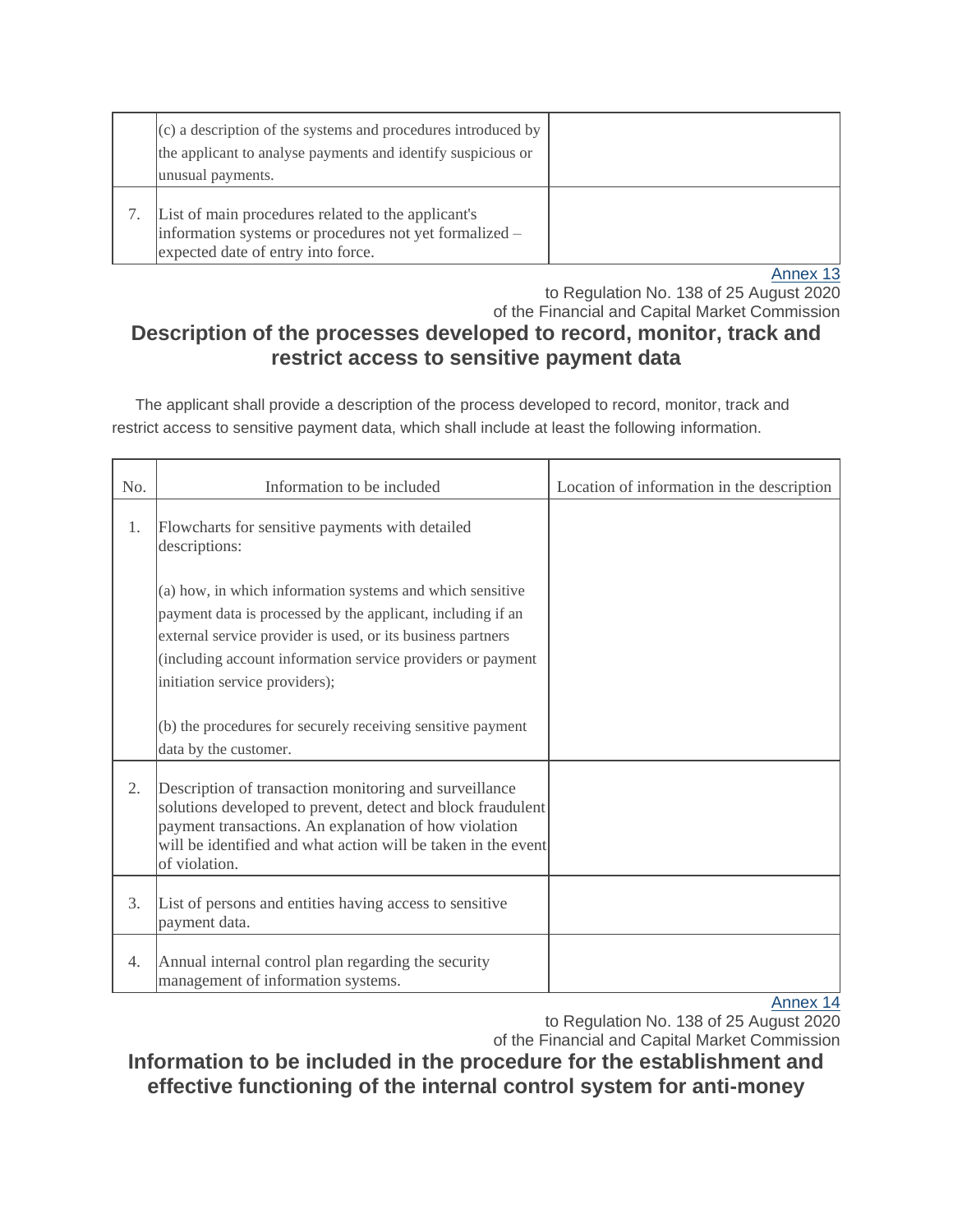|  |  |  |
|---|---|---|
|  | (c) a description of the systems and procedures introduced by the applicant to analyse payments and identify suspicious or unusual payments. |  |
| 7. | List of main procedures related to the applicant's information systems or procedures not yet formalized – expected date of entry into force. |  |

Annex 13
to Regulation No. 138 of 25 August 2020
of the Financial and Capital Market Commission

## Description of the processes developed to record, monitor, track and restrict access to sensitive payment data

The applicant shall provide a description of the process developed to record, monitor, track and restrict access to sensitive payment data, which shall include at least the following information.

| No. | Information to be included | Location of information in the description |
|---|---|---|
| 1. | Flowcharts for sensitive payments with detailed descriptions:<br><br>(a) how, in which information systems and which sensitive payment data is processed by the applicant, including if an external service provider is used, or its business partners (including account information service providers or payment initiation service providers);<br><br>(b) the procedures for securely receiving sensitive payment data by the customer. |  |
| 2. | Description of transaction monitoring and surveillance solutions developed to prevent, detect and block fraudulent payment transactions. An explanation of how violation will be identified and what action will be taken in the event of violation. |  |
| 3. | List of persons and entities having access to sensitive payment data. |  |
| 4. | Annual internal control plan regarding the security management of information systems. |  |

Annex 14
to Regulation No. 138 of 25 August 2020
of the Financial and Capital Market Commission

## Information to be included in the procedure for the establishment and effective functioning of the internal control system for anti-money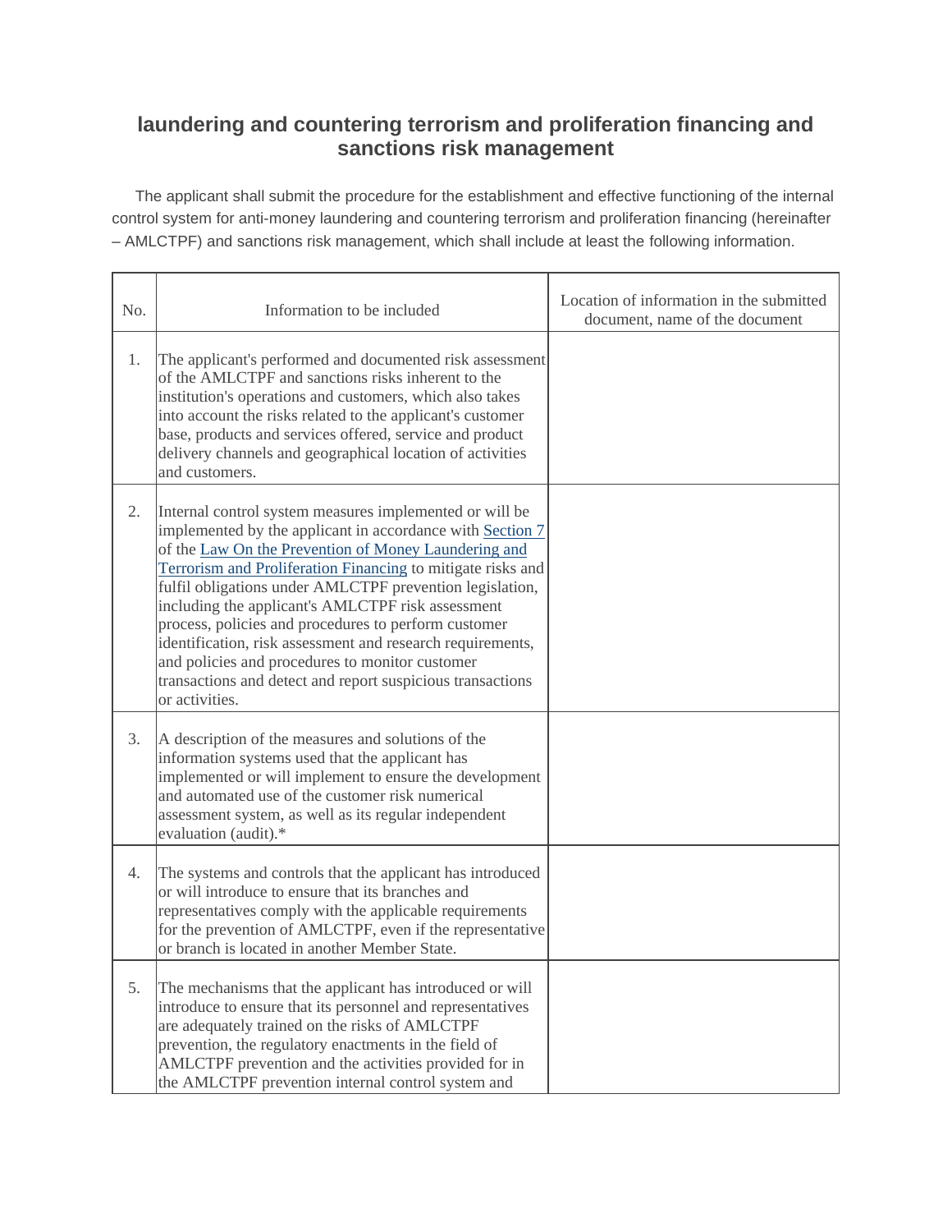## laundering and countering terrorism and proliferation financing and sanctions risk management

The applicant shall submit the procedure for the establishment and effective functioning of the internal control system for anti-money laundering and countering terrorism and proliferation financing (hereinafter – AMLCTPF) and sanctions risk management, which shall include at least the following information.

| No. | Information to be included | Location of information in the submitted document, name of the document |
|---|---|---|
| 1. | The applicant's performed and documented risk assessment of the AMLCTPF and sanctions risks inherent to the institution's operations and customers, which also takes into account the risks related to the applicant's customer base, products and services offered, service and product delivery channels and geographical location of activities and customers. | |
| 2. | Internal control system measures implemented or will be implemented by the applicant in accordance with Section 7 of the Law On the Prevention of Money Laundering and Terrorism and Proliferation Financing to mitigate risks and fulfil obligations under AMLCTPF prevention legislation, including the applicant's AMLCTPF risk assessment process, policies and procedures to perform customer identification, risk assessment and research requirements, and policies and procedures to monitor customer transactions and detect and report suspicious transactions or activities. | |
| 3. | A description of the measures and solutions of the information systems used that the applicant has implemented or will implement to ensure the development and automated use of the customer risk numerical assessment system, as well as its regular independent evaluation (audit).* | |
| 4. | The systems and controls that the applicant has introduced or will introduce to ensure that its branches and representatives comply with the applicable requirements for the prevention of AMLCTPF, even if the representative or branch is located in another Member State. | |
| 5. | The mechanisms that the applicant has introduced or will introduce to ensure that its personnel and representatives are adequately trained on the risks of AMLCTPF prevention, the regulatory enactments in the field of AMLCTPF prevention and the activities provided for in the AMLCTPF prevention internal control system and | |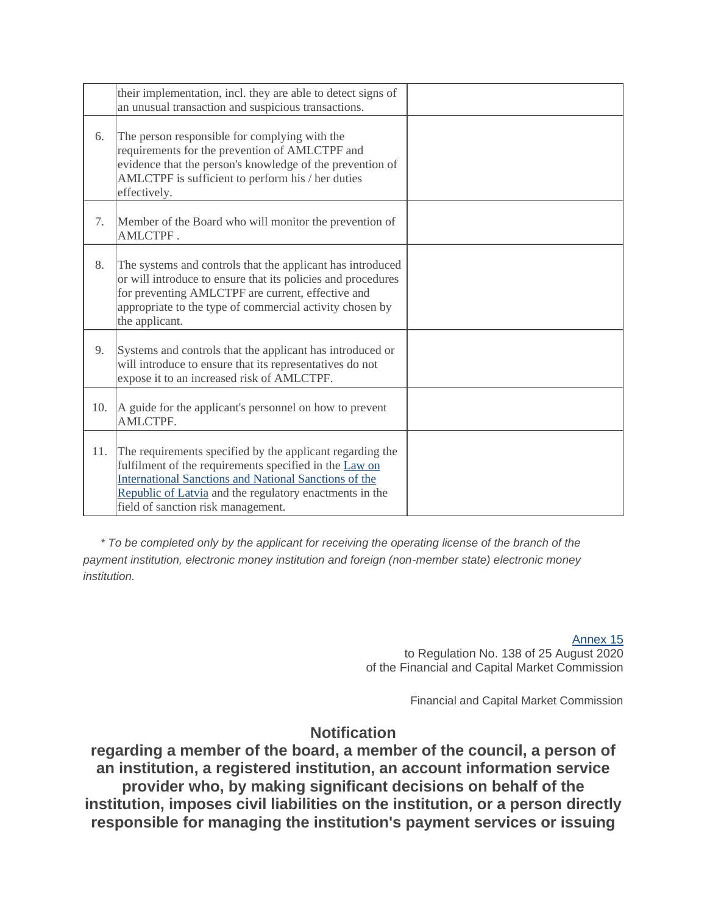| | | |
|---|---|---|
| | their implementation, incl. they are able to detect signs of an unusual transaction and suspicious transactions. | |
| 6. | The person responsible for complying with the requirements for the prevention of AMLCTPF and evidence that the person's knowledge of the prevention of AMLCTPF is sufficient to perform his / her duties effectively. | |
| 7. | Member of the Board who will monitor the prevention of AMLCTPF . | |
| 8. | The systems and controls that the applicant has introduced or will introduce to ensure that its policies and procedures for preventing AMLCTPF are current, effective and appropriate to the type of commercial activity chosen by the applicant. | |
| 9. | Systems and controls that the applicant has introduced or will introduce to ensure that its representatives do not expose it to an increased risk of AMLCTPF. | |
| 10. | A guide for the applicant's personnel on how to prevent AMLCTPF. | |
| 11. | The requirements specified by the applicant regarding the fulfilment of the requirements specified in the [Law on International Sanctions and National Sanctions of the Republic of Latvia] and the regulatory enactments in the field of sanction risk management. | |

*\* To be completed only by the applicant for receiving the operating license of the branch of the payment institution, electronic money institution and foreign (non-member state) electronic money institution.*

Annex 15
to Regulation No. 138 of 25 August 2020
of the Financial and Capital Market Commission

Financial and Capital Market Commission

## Notification
## regarding a member of the board, a member of the council, a person of an institution, a registered institution, an account information service provider who, by making significant decisions on behalf of the institution, imposes civil liabilities on the institution, or a person directly responsible for managing the institution's payment services or issuing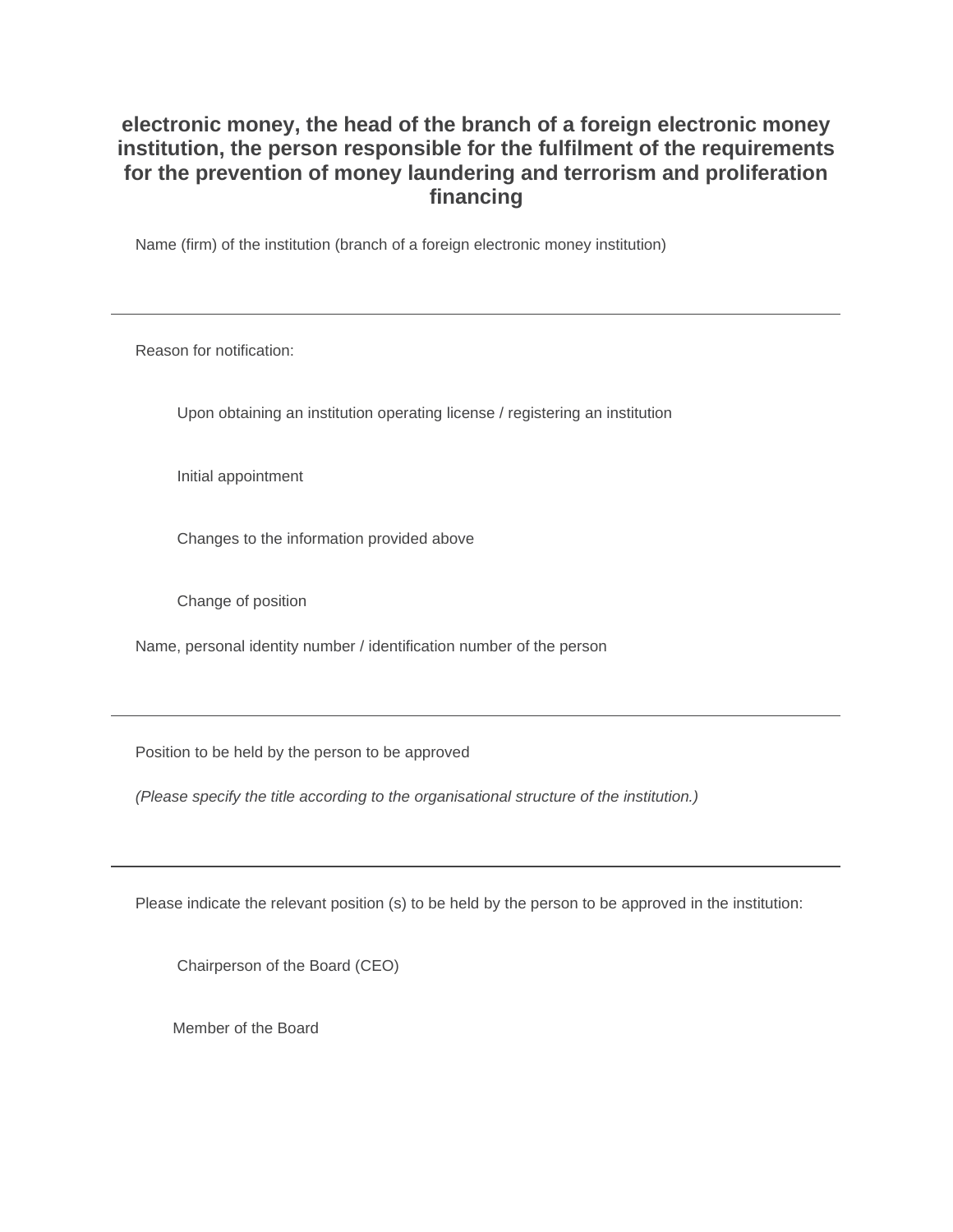**electronic money, the head of the branch of a foreign electronic money institution, the person responsible for the fulfilment of the requirements for the prevention of money laundering and terrorism and proliferation financing**

Name (firm) of the institution (branch of a foreign electronic money institution)

---

Reason for notification:

Upon obtaining an institution operating license / registering an institution

Initial appointment

Changes to the information provided above

Change of position

Name, personal identity number / identification number of the person

---

Position to be held by the person to be approved

*(Please specify the title according to the organisational structure of the institution.)*

---

Please indicate the relevant position (s) to be held by the person to be approved in the institution:

Chairperson of the Board (CEO)

Member of the Board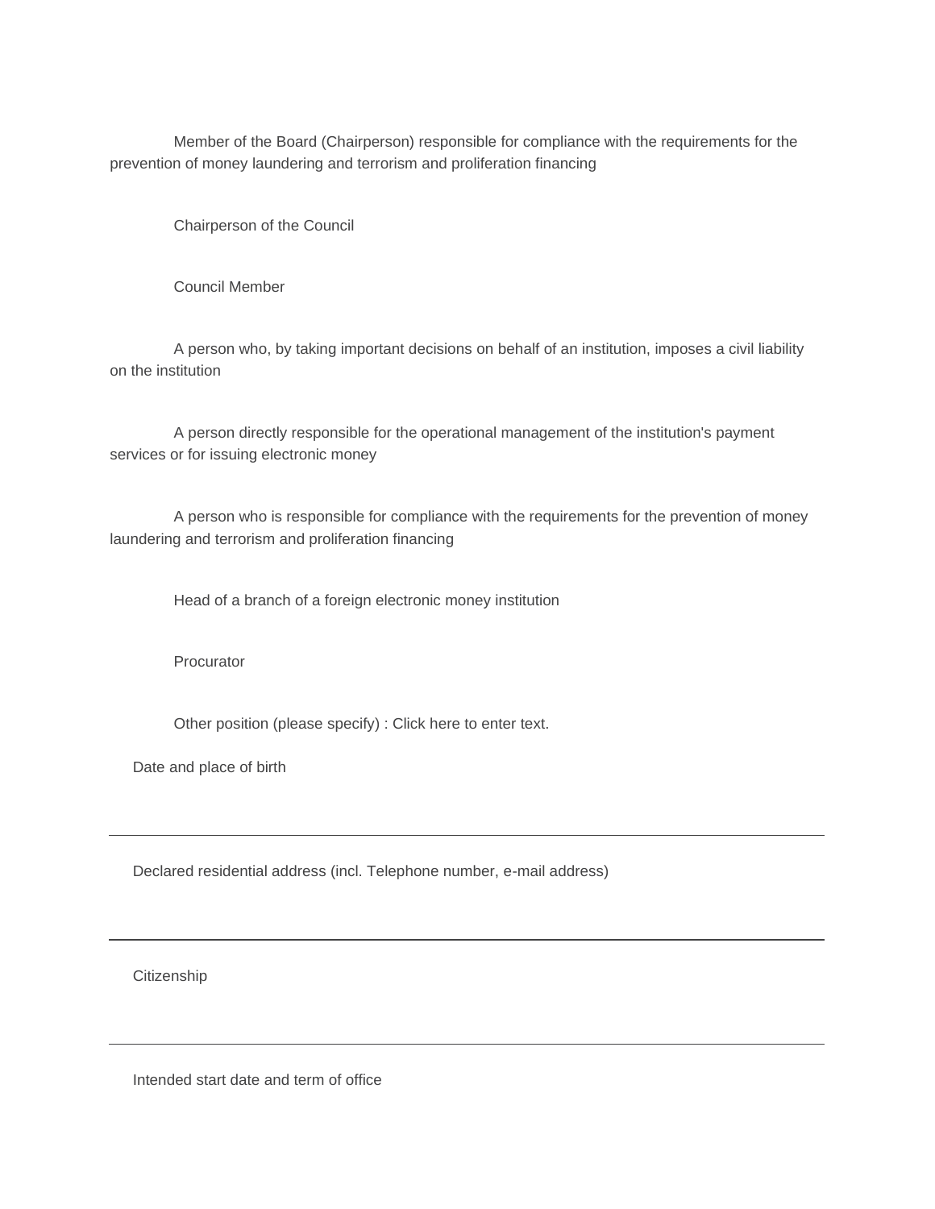Member of the Board (Chairperson) responsible for compliance with the requirements for the prevention of money laundering and terrorism and proliferation financing

Chairperson of the Council

Council Member

A person who, by taking important decisions on behalf of an institution, imposes a civil liability on the institution

A person directly responsible for the operational management of the institution's payment services or for issuing electronic money

A person who is responsible for compliance with the requirements for the prevention of money laundering and terrorism and proliferation financing

Head of a branch of a foreign electronic money institution

Procurator

Other position (please specify) : Click here to enter text.

Date and place of birth

---

Declared residential address (incl. Telephone number, e-mail address)

---

Citizenship

---

Intended start date and term of office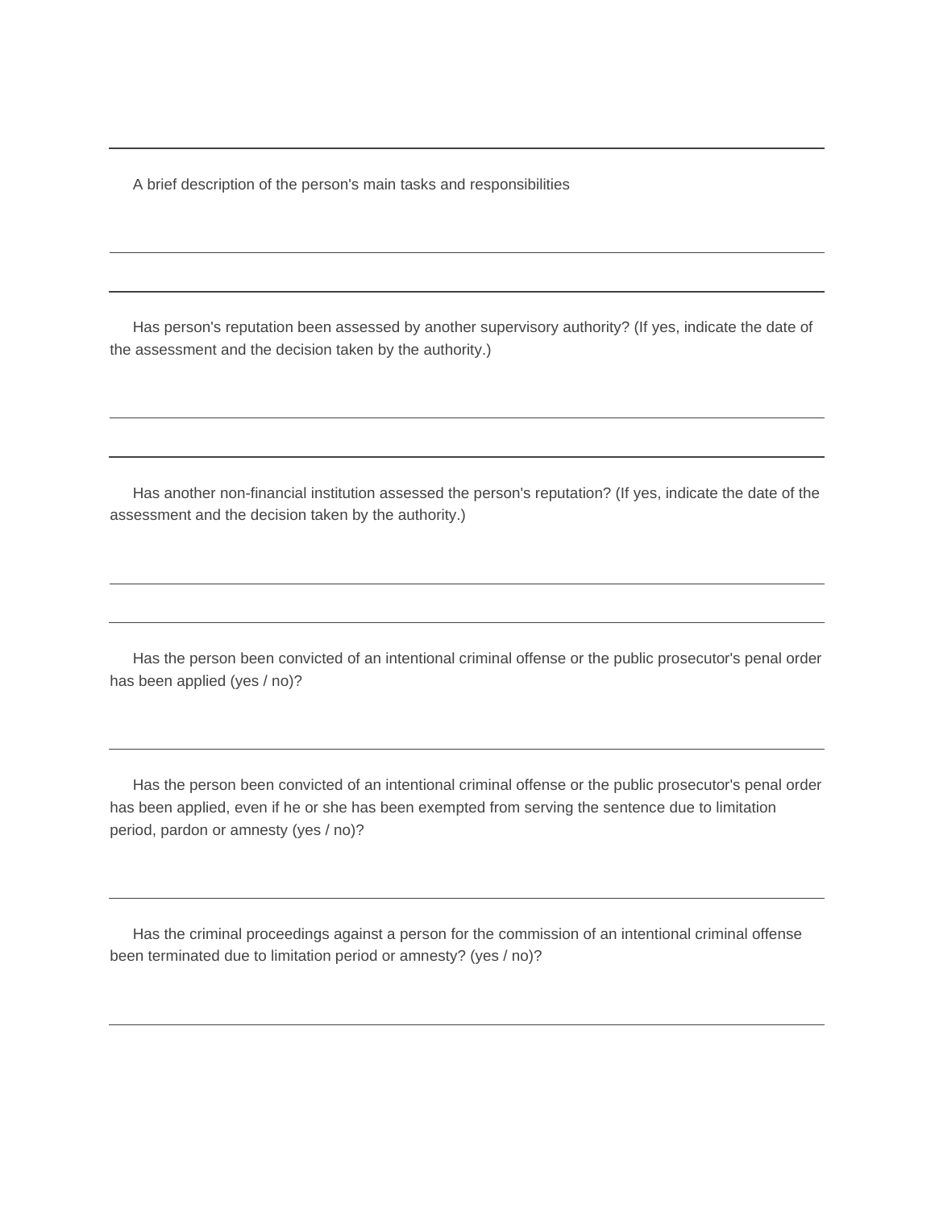A brief description of the person's main tasks and responsibilities

---

Has person's reputation been assessed by another supervisory authority? (If yes, indicate the date of the assessment and the decision taken by the authority.)

---

Has another non-financial institution assessed the person's reputation? (If yes, indicate the date of the assessment and the decision taken by the authority.)

---

Has the person been convicted of an intentional criminal offense or the public prosecutor's penal order has been applied (yes / no)?

---

Has the person been convicted of an intentional criminal offense or the public prosecutor's penal order has been applied, even if he or she has been exempted from serving the sentence due to limitation period, pardon or amnesty (yes / no)?

---

Has the criminal proceedings against a person for the commission of an intentional criminal offense been terminated due to limitation period or amnesty? (yes / no)?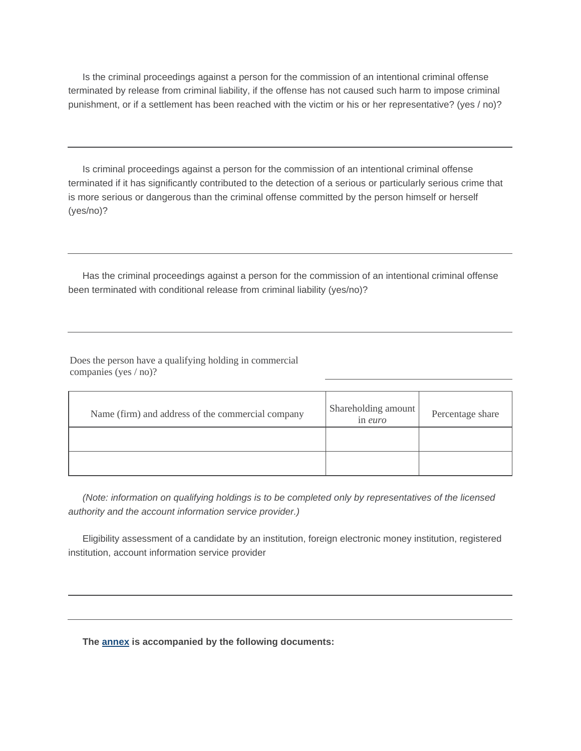Is the criminal proceedings against a person for the commission of an intentional criminal offense terminated by release from criminal liability, if the offense has not caused such harm to impose criminal punishment, or if a settlement has been reached with the victim or his or her representative? (yes / no)?

---

Is criminal proceedings against a person for the commission of an intentional criminal offense terminated if it has significantly contributed to the detection of a serious or particularly serious crime that is more serious or dangerous than the criminal offense committed by the person himself or herself (yes/no)?

---

Has the criminal proceedings against a person for the commission of an intentional criminal offense been terminated with conditional release from criminal liability (yes/no)?

---

Does the person have a qualifying holding in commercial companies (yes / no)? ______________________

| Name (firm) and address of the commercial company | Shareholding amount in *euro* | Percentage share |
|---|---|---|
| | | |
| | | |

*(Note: information on qualifying holdings is to be completed only by representatives of the licensed authority and the account information service provider.)*

Eligibility assessment of a candidate by an institution, foreign electronic money institution, registered institution, account information service provider

---

---

**The annex is accompanied by the following documents:**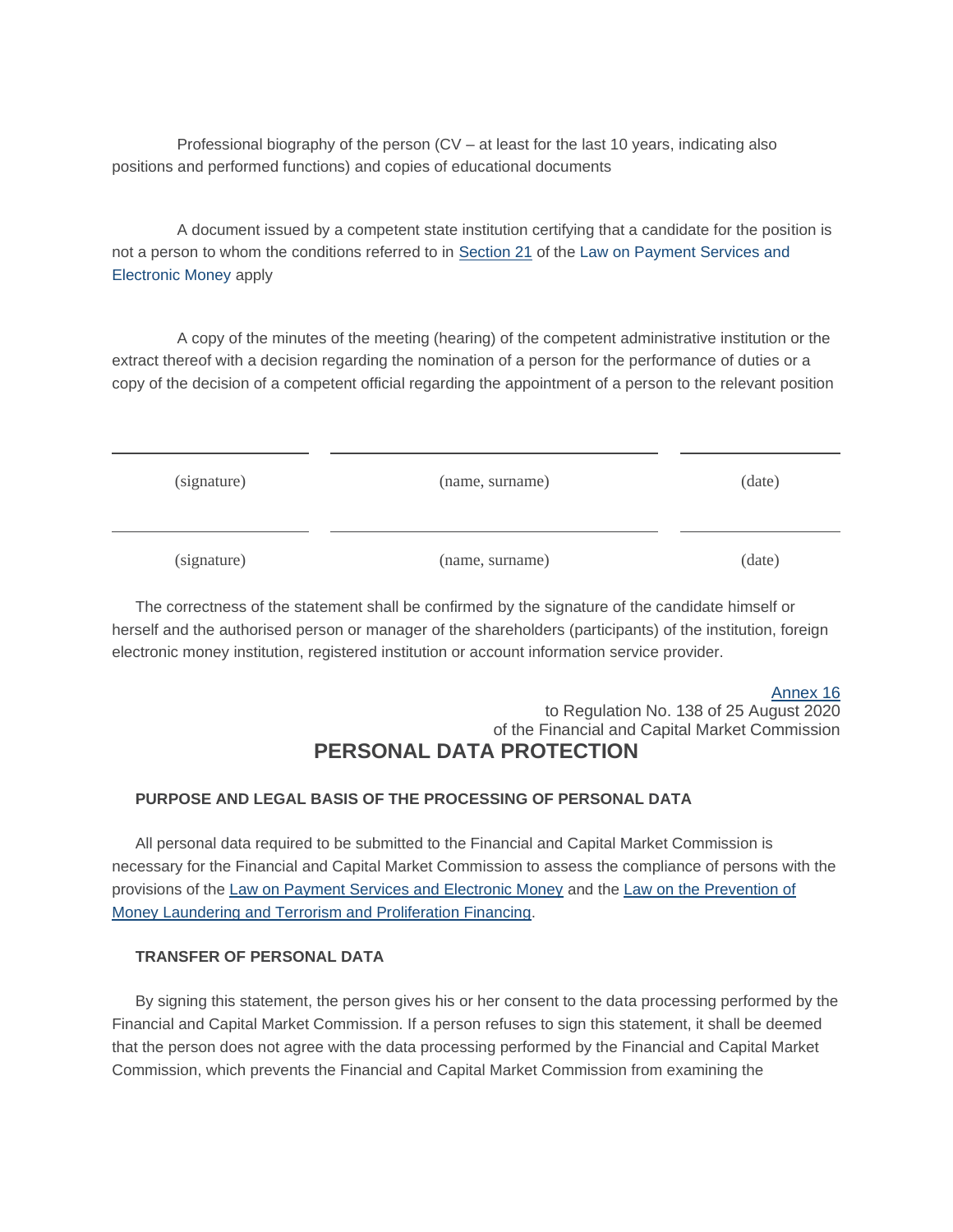Professional biography of the person (CV – at least for the last 10 years, indicating also positions and performed functions) and copies of educational documents

A document issued by a competent state institution certifying that a candidate for the position is not a person to whom the conditions referred to in Section 21 of the Law on Payment Services and Electronic Money apply

A copy of the minutes of the meeting (hearing) of the competent administrative institution or the extract thereof with a decision regarding the nomination of a person for the performance of duties or a copy of the decision of a competent official regarding the appointment of a person to the relevant position

| (signature) | (name, surname) | (date) |
|---|---|---|
| (signature) | (name, surname) | (date) |

The correctness of the statement shall be confirmed by the signature of the candidate himself or herself and the authorised person or manager of the shareholders (participants) of the institution, foreign electronic money institution, registered institution or account information service provider.

Annex 16
to Regulation No. 138 of 25 August 2020
of the Financial and Capital Market Commission

# PERSONAL DATA PROTECTION

## PURPOSE AND LEGAL BASIS OF THE PROCESSING OF PERSONAL DATA

All personal data required to be submitted to the Financial and Capital Market Commission is necessary for the Financial and Capital Market Commission to assess the compliance of persons with the provisions of the Law on Payment Services and Electronic Money and the Law on the Prevention of Money Laundering and Terrorism and Proliferation Financing.

## TRANSFER OF PERSONAL DATA

By signing this statement, the person gives his or her consent to the data processing performed by the Financial and Capital Market Commission. If a person refuses to sign this statement, it shall be deemed that the person does not agree with the data processing performed by the Financial and Capital Market Commission, which prevents the Financial and Capital Market Commission from examining the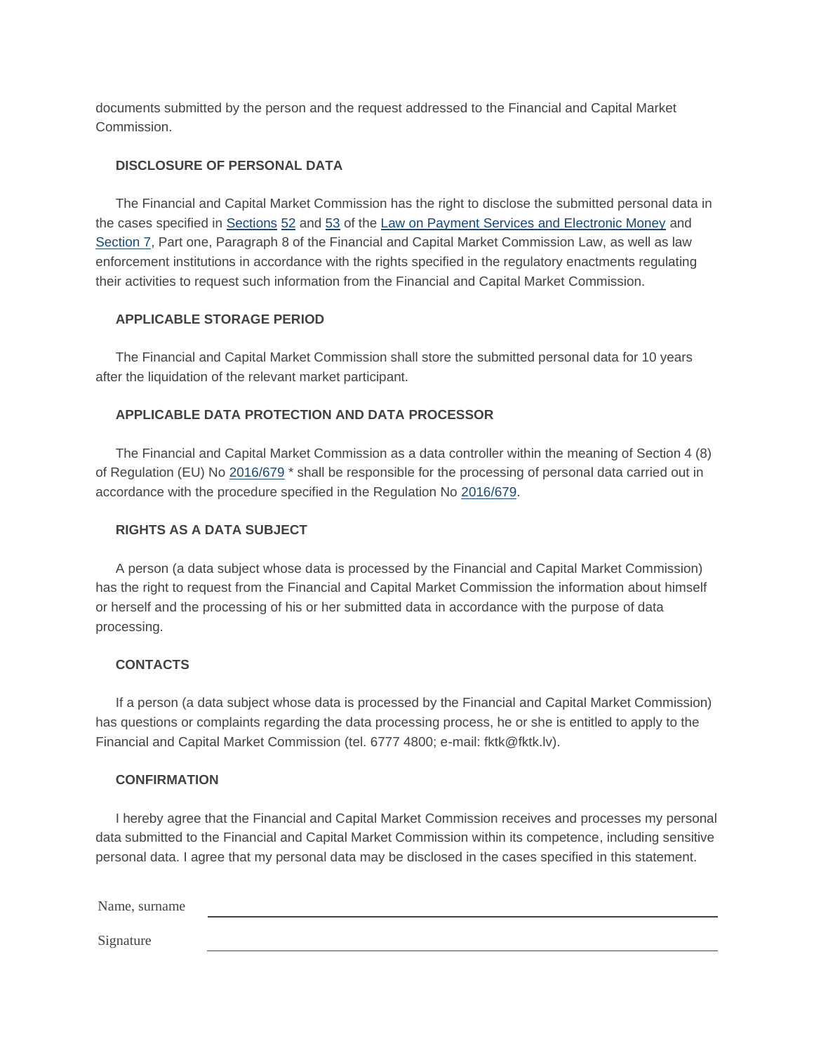documents submitted by the person and the request addressed to the Financial and Capital Market Commission.

**DISCLOSURE OF PERSONAL DATA**

The Financial and Capital Market Commission has the right to disclose the submitted personal data in the cases specified in Sections 52 and 53 of the Law on Payment Services and Electronic Money and Section 7, Part one, Paragraph 8 of the Financial and Capital Market Commission Law, as well as law enforcement institutions in accordance with the rights specified in the regulatory enactments regulating their activities to request such information from the Financial and Capital Market Commission.

**APPLICABLE STORAGE PERIOD**

The Financial and Capital Market Commission shall store the submitted personal data for 10 years after the liquidation of the relevant market participant.

**APPLICABLE DATA PROTECTION AND DATA PROCESSOR**

The Financial and Capital Market Commission as a data controller within the meaning of Section 4 (8) of Regulation (EU) No 2016/679 * shall be responsible for the processing of personal data carried out in accordance with the procedure specified in the Regulation No 2016/679.

**RIGHTS AS A DATA SUBJECT**

A person (a data subject whose data is processed by the Financial and Capital Market Commission) has the right to request from the Financial and Capital Market Commission the information about himself or herself and the processing of his or her submitted data in accordance with the purpose of data processing.

**CONTACTS**

If a person (a data subject whose data is processed by the Financial and Capital Market Commission) has questions or complaints regarding the data processing process, he or she is entitled to apply to the Financial and Capital Market Commission (tel. 6777 4800; e-mail: fktk@fktk.lv).

**CONFIRMATION**

I hereby agree that the Financial and Capital Market Commission receives and processes my personal data submitted to the Financial and Capital Market Commission within its competence, including sensitive personal data. I agree that my personal data may be disclosed in the cases specified in this statement.

Name, surname ______________________________

Signature ______________________________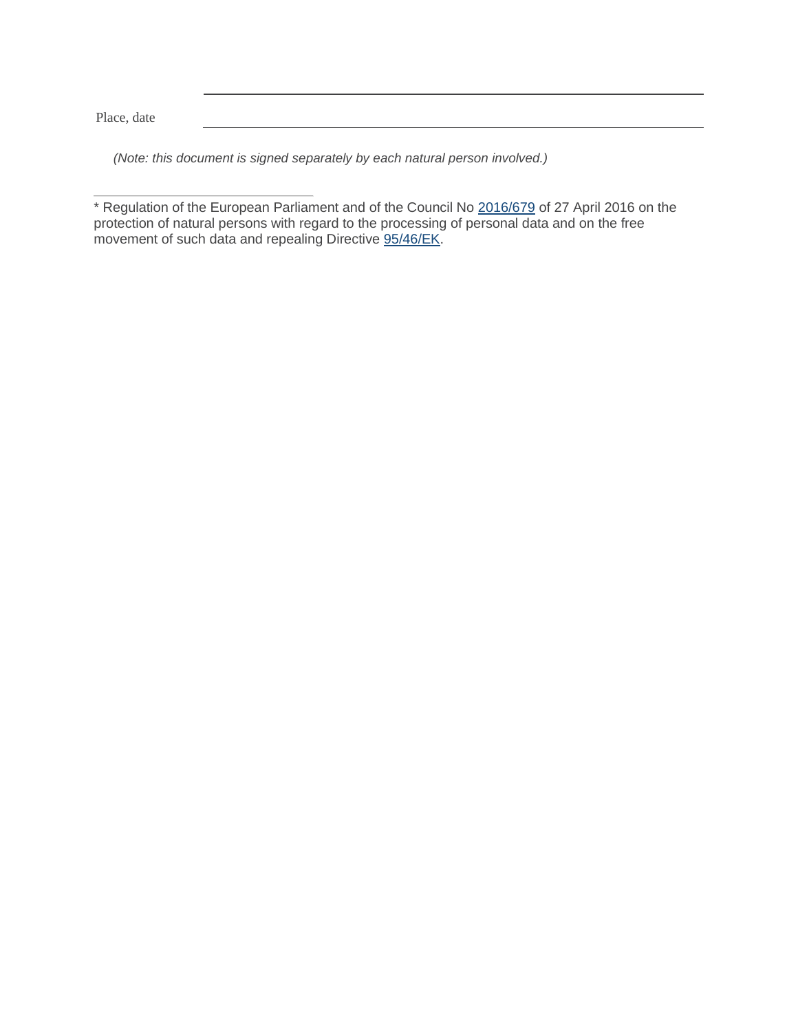Place, date \_\_\_\_\_\_\_\_\_\_\_\_\_\_\_\_\_\_\_\_\_\_\_\_\_\_\_\_\_\_\_\_\_\_\_\_\_\_\_\_

*(Note: this document is signed separately by each natural person involved.)*

---

* Regulation of the European Parliament and of the Council No 2016/679 of 27 April 2016 on the protection of natural persons with regard to the processing of personal data and on the free movement of such data and repealing Directive 95/46/EK.